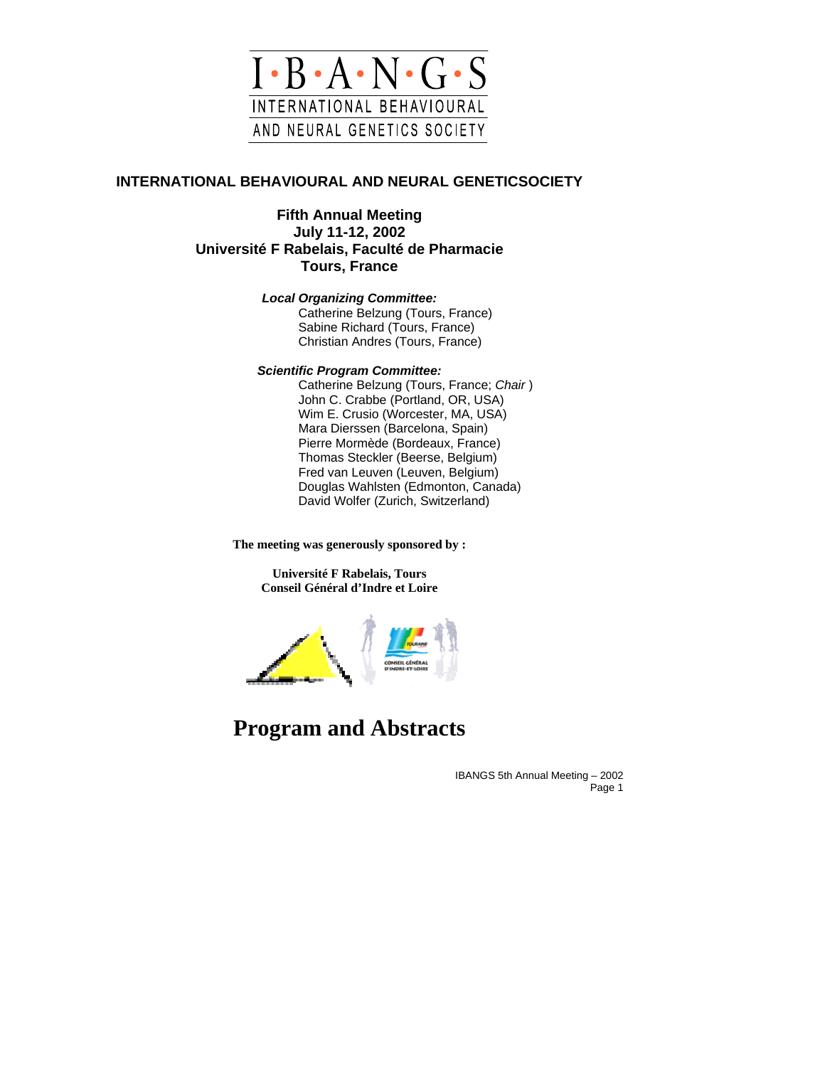I·B·A·N·G·S

INTERNATIONAL BEHAVIOURAL AND NEURAL GENETICS SOCIETY

## INTERNATIONAL BEHAVIOURAL AND NEURAL GENETICSOCIETY

### Fifth Annual Meeting
### July 11-12, 2002
### Université F Rabelais, Faculté de Pharmacie
### Tours, France

***Local Organizing Committee:***

Catherine Belzung (Tours, France)
Sabine Richard (Tours, France)
Christian Andres (Tours, France)

***Scientific Program Committee:***

Catherine Belzung (Tours, France; *Chair* )
John C. Crabbe (Portland, OR, USA)
Wim E. Crusio (Worcester, MA, USA)
Mara Dierssen (Barcelona, Spain)
Pierre Mormède (Bordeaux, France)
Thomas Steckler (Beerse, Belgium)
Fred van Leuven (Leuven, Belgium)
Douglas Wahlsten (Edmonton, Canada)
David Wolfer (Zurich, Switzerland)

**The meeting was generously sponsored by :**

**Université F Rabelais, Tours**
**Conseil Général d'Indre et Loire**

# Program and Abstracts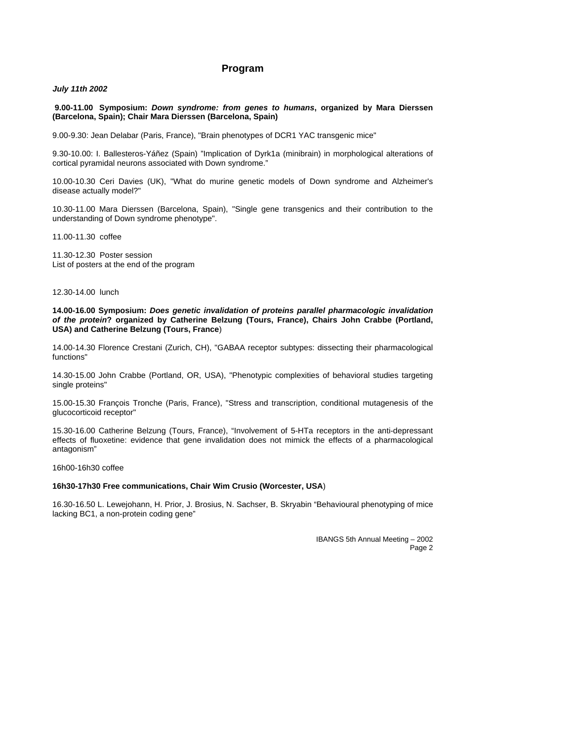## Program

***July 11th 2002***

**9.00-11.00 Symposium: *Down syndrome: from genes to humans*, organized by Mara Dierssen (Barcelona, Spain); Chair Mara Dierssen (Barcelona, Spain)**

9.00-9.30: Jean Delabar (Paris, France), "Brain phenotypes of DCR1 YAC transgenic mice"

9.30-10.00: I. Ballesteros-Yáñez (Spain) "Implication of Dyrk1a (minibrain) in morphological alterations of cortical pyramidal neurons associated with Down syndrome."

10.00-10.30 Ceri Davies (UK), "What do murine genetic models of Down syndrome and Alzheimer's disease actually model?"

10.30-11.00 Mara Dierssen (Barcelona, Spain), "Single gene transgenics and their contribution to the understanding of Down syndrome phenotype".

11.00-11.30 coffee

11.30-12.30 Poster session
List of posters at the end of the program

12.30-14.00 lunch

**14.00-16.00 Symposium: *Does genetic invalidation of proteins parallel pharmacologic invalidation of the protein*? organized by Catherine Belzung (Tours, France), Chairs John Crabbe (Portland, USA) and Catherine Belzung (Tours, France**)

14.00-14.30 Florence Crestani (Zurich, CH), "GABAA receptor subtypes: dissecting their pharmacological functions"

14.30-15.00 John Crabbe (Portland, OR, USA), "Phenotypic complexities of behavioral studies targeting single proteins"

15.00-15.30 François Tronche (Paris, France), "Stress and transcription, conditional mutagenesis of the glucocorticoid receptor"

15.30-16.00 Catherine Belzung (Tours, France), "Involvement of 5-HTa receptors in the anti-depressant effects of fluoxetine: evidence that gene invalidation does not mimick the effects of a pharmacological antagonism"

16h00-16h30 coffee

**16h30-17h30 Free communications, Chair Wim Crusio (Worcester, USA**)

16.30-16.50 L. Lewejohann, H. Prior, J. Brosius, N. Sachser, B. Skryabin "Behavioural phenotyping of mice lacking BC1, a non-protein coding gene"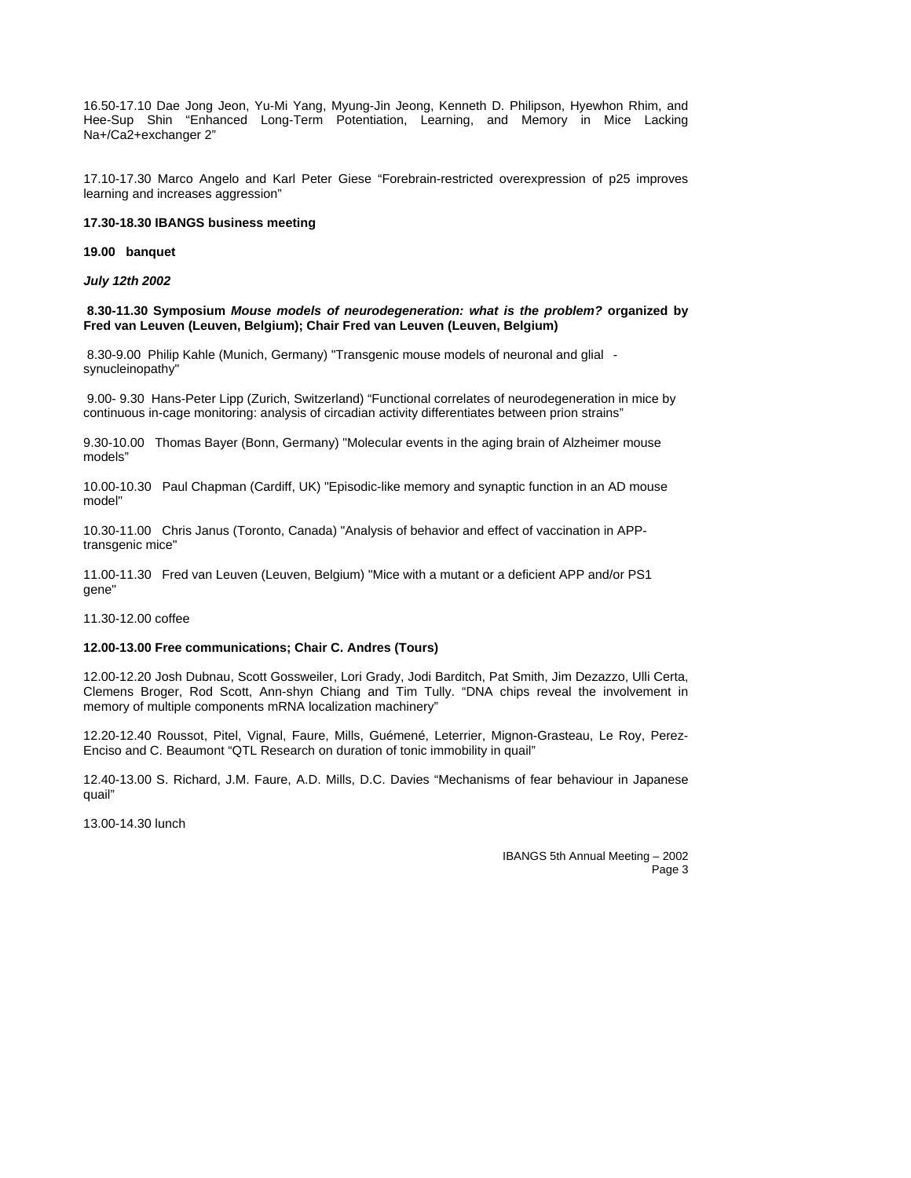16.50-17.10 Dae Jong Jeon, Yu-Mi Yang, Myung-Jin Jeong, Kenneth D. Philipson, Hyewhon Rhim, and Hee-Sup Shin "Enhanced Long-Term Potentiation, Learning, and Memory in Mice Lacking Na+/Ca2+exchanger 2"

17.10-17.30 Marco Angelo and Karl Peter Giese "Forebrain-restricted overexpression of p25 improves learning and increases aggression"

**17.30-18.30 IBANGS business meeting**

**19.00 banquet**

***July 12th 2002***

**8.30-11.30 Symposium *Mouse models of neurodegeneration: what is the problem?* organized by Fred van Leuven (Leuven, Belgium); Chair Fred van Leuven (Leuven, Belgium)**

8.30-9.00 Philip Kahle (Munich, Germany) "Transgenic mouse models of neuronal and glial - synucleinopathy"

9.00- 9.30 Hans-Peter Lipp (Zurich, Switzerland) "Functional correlates of neurodegeneration in mice by continuous in-cage monitoring: analysis of circadian activity differentiates between prion strains"

9.30-10.00 Thomas Bayer (Bonn, Germany) "Molecular events in the aging brain of Alzheimer mouse models"

10.00-10.30 Paul Chapman (Cardiff, UK) "Episodic-like memory and synaptic function in an AD mouse model"

10.30-11.00 Chris Janus (Toronto, Canada) "Analysis of behavior and effect of vaccination in APP-transgenic mice"

11.00-11.30 Fred van Leuven (Leuven, Belgium) "Mice with a mutant or a deficient APP and/or PS1 gene"

11.30-12.00 coffee

**12.00-13.00 Free communications; Chair C. Andres (Tours)**

12.00-12.20 Josh Dubnau, Scott Gossweiler, Lori Grady, Jodi Barditch, Pat Smith, Jim Dezazzo, Ulli Certa, Clemens Broger, Rod Scott, Ann-shyn Chiang and Tim Tully. "DNA chips reveal the involvement in memory of multiple components mRNA localization machinery"

12.20-12.40 Roussot, Pitel, Vignal, Faure, Mills, Guémené, Leterrier, Mignon-Grasteau, Le Roy, Perez-Enciso and C. Beaumont "QTL Research on duration of tonic immobility in quail"

12.40-13.00 S. Richard, J.M. Faure, A.D. Mills, D.C. Davies "Mechanisms of fear behaviour in Japanese quail"

13.00-14.30 lunch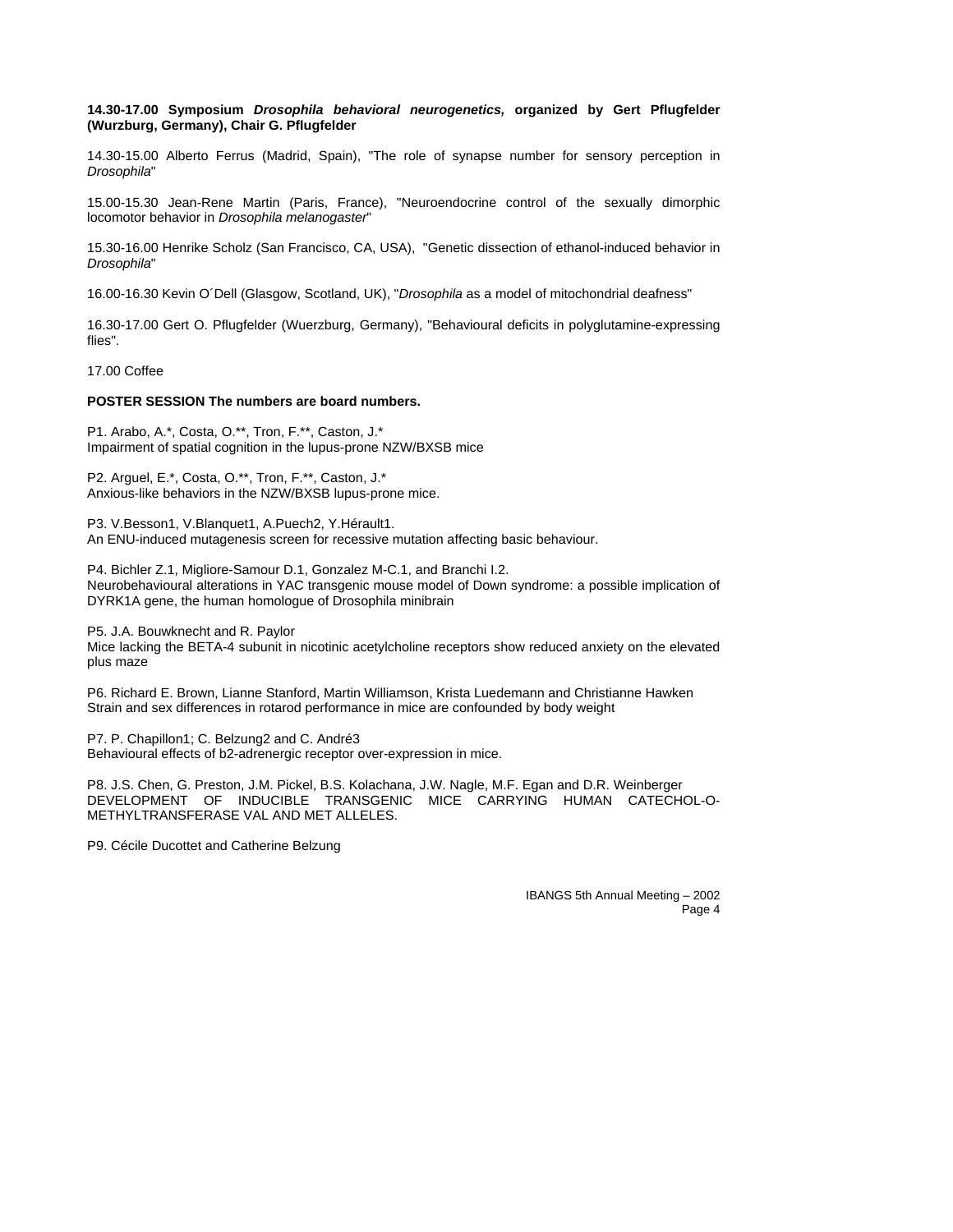**14.30-17.00 Symposium *Drosophila behavioral neurogenetics,* organized by Gert Pflugfelder (Wurzburg, Germany), Chair G. Pflugfelder**

14.30-15.00 Alberto Ferrus (Madrid, Spain), "The role of synapse number for sensory perception in *Drosophila*"

15.00-15.30 Jean-Rene Martin (Paris, France), "Neuroendocrine control of the sexually dimorphic locomotor behavior in *Drosophila melanogaster*"

15.30-16.00 Henrike Scholz (San Francisco, CA, USA), "Genetic dissection of ethanol-induced behavior in *Drosophila*"

16.00-16.30 Kevin O´Dell (Glasgow, Scotland, UK), "*Drosophila* as a model of mitochondrial deafness"

16.30-17.00 Gert O. Pflugfelder (Wuerzburg, Germany), "Behavioural deficits in polyglutamine-expressing flies".

17.00 Coffee

**POSTER SESSION The numbers are board numbers.**

P1. Arabo, A.*, Costa, O.**, Tron, F.**, Caston, J.*
Impairment of spatial cognition in the lupus-prone NZW/BXSB mice

P2. Arguel, E.*, Costa, O.**, Tron, F.**, Caston, J.*
Anxious-like behaviors in the NZW/BXSB lupus-prone mice.

P3. V.Besson1, V.Blanquet1, A.Puech2, Y.Hérault1.
An ENU-induced mutagenesis screen for recessive mutation affecting basic behaviour.

P4. Bichler Z.1, Migliore-Samour D.1, Gonzalez M-C.1, and Branchi I.2.
Neurobehavioural alterations in YAC transgenic mouse model of Down syndrome: a possible implication of DYRK1A gene, the human homologue of Drosophila minibrain

P5. J.A. Bouwknecht and R. Paylor
Mice lacking the BETA-4 subunit in nicotinic acetylcholine receptors show reduced anxiety on the elevated plus maze

P6. Richard E. Brown, Lianne Stanford, Martin Williamson, Krista Luedemann and Christianne Hawken
Strain and sex differences in rotarod performance in mice are confounded by body weight

P7. P. Chapillon1; C. Belzung2 and C. André3
Behavioural effects of b2-adrenergic receptor over-expression in mice.

P8. J.S. Chen, G. Preston, J.M. Pickel, B.S. Kolachana, J.W. Nagle, M.F. Egan and D.R. Weinberger
DEVELOPMENT OF INDUCIBLE TRANSGENIC MICE CARRYING HUMAN CATECHOL-O-METHYLTRANSFERASE VAL AND MET ALLELES.

P9. Cécile Ducottet and Catherine Belzung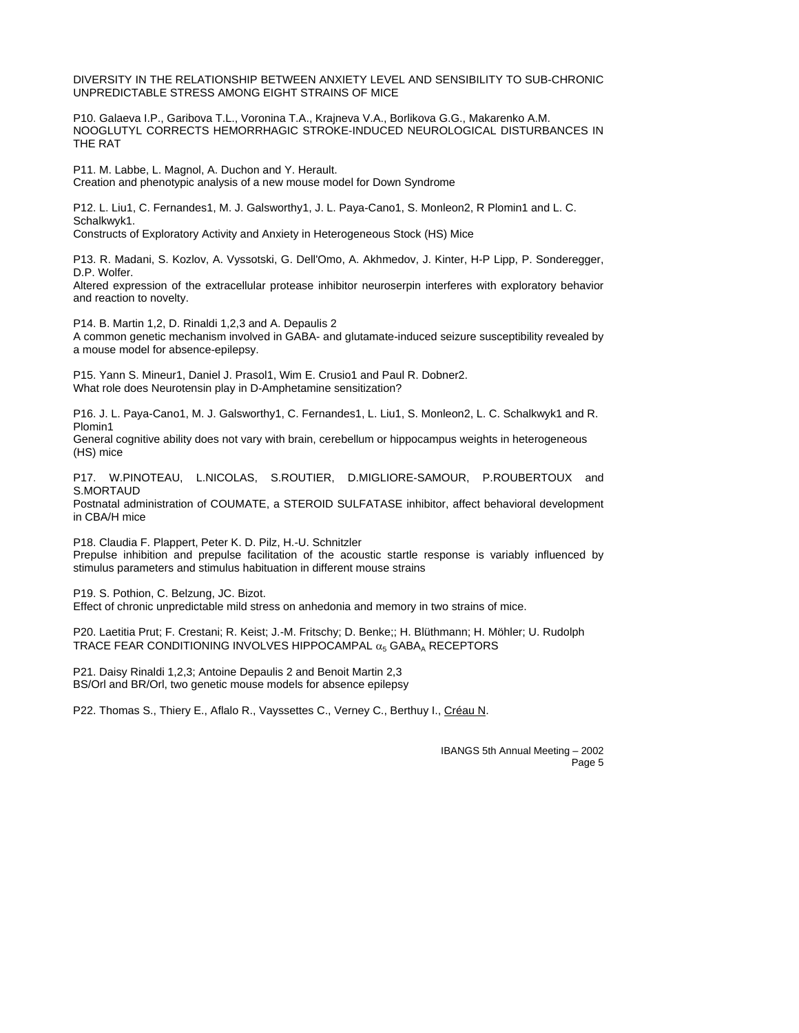DIVERSITY IN THE RELATIONSHIP BETWEEN ANXIETY LEVEL AND SENSIBILITY TO SUB-CHRONIC UNPREDICTABLE STRESS AMONG EIGHT STRAINS OF MICE

P10. Galaeva I.P., Garibova T.L., Voronina T.A., Krajneva V.A., Borlikova G.G., Makarenko A.M.
NOOGLUTYL CORRECTS HEMORRHAGIC STROKE-INDUCED NEUROLOGICAL DISTURBANCES IN THE RAT

P11. M. Labbe, L. Magnol, A. Duchon and Y. Herault.
Creation and phenotypic analysis of a new mouse model for Down Syndrome

P12. L. Liu1, C. Fernandes1, M. J. Galsworthy1, J. L. Paya-Cano1, S. Monleon2, R Plomin1 and L. C. Schalkwyk1.
Constructs of Exploratory Activity and Anxiety in Heterogeneous Stock (HS) Mice

P13. R. Madani, S. Kozlov, A. Vyssotski, G. Dell'Omo, A. Akhmedov, J. Kinter, H-P Lipp, P. Sonderegger, D.P. Wolfer.
Altered expression of the extracellular protease inhibitor neuroserpin interferes with exploratory behavior and reaction to novelty.

P14. B. Martin 1,2, D. Rinaldi 1,2,3 and A. Depaulis 2
A common genetic mechanism involved in GABA- and glutamate-induced seizure susceptibility revealed by a mouse model for absence-epilepsy.

P15. Yann S. Mineur1, Daniel J. Prasol1, Wim E. Crusio1 and Paul R. Dobner2.
What role does Neurotensin play in D-Amphetamine sensitization?

P16. J. L. Paya-Cano1, M. J. Galsworthy1, C. Fernandes1, L. Liu1, S. Monleon2, L. C. Schalkwyk1 and R. Plomin1
General cognitive ability does not vary with brain, cerebellum or hippocampus weights in heterogeneous (HS) mice

P17. W.PINOTEAU, L.NICOLAS, S.ROUTIER, D.MIGLIORE-SAMOUR, P.ROUBERTOUX and S.MORTAUD
Postnatal administration of COUMATE, a STEROID SULFATASE inhibitor, affect behavioral development in CBA/H mice

P18. Claudia F. Plappert, Peter K. D. Pilz, H.-U. Schnitzler
Prepulse inhibition and prepulse facilitation of the acoustic startle response is variably influenced by stimulus parameters and stimulus habituation in different mouse strains

P19. S. Pothion, C. Belzung, JC. Bizot.
Effect of chronic unpredictable mild stress on anhedonia and memory in two strains of mice.

P20. Laetitia Prut; F. Crestani; R. Keist; J.-M. Fritschy; D. Benke;; H. Blüthmann; H. Möhler; U. Rudolph
TRACE FEAR CONDITIONING INVOLVES HIPPOCAMPAL $\alpha_5$ $GABA_A$ RECEPTORS

P21. Daisy Rinaldi 1,2,3; Antoine Depaulis 2 and Benoit Martin 2,3
BS/Orl and BR/Orl, two genetic mouse models for absence epilepsy

P22. Thomas S., Thiery E., Aflalo R., Vayssettes C., Verney C., Berthuy I., Créau N.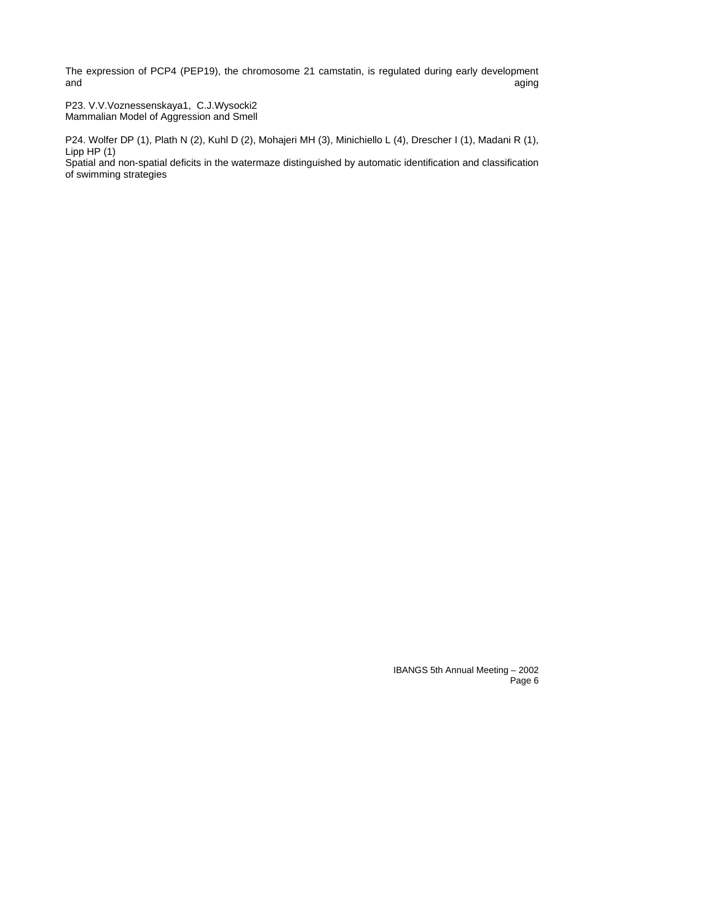The expression of PCP4 (PEP19), the chromosome 21 camstatin, is regulated during early development and aging

P23. V.V.Voznessenskaya1, C.J.Wysocki2
Mammalian Model of Aggression and Smell

P24. Wolfer DP (1), Plath N (2), Kuhl D (2), Mohajeri MH (3), Minichiello L (4), Drescher I (1), Madani R (1), Lipp HP (1)
Spatial and non-spatial deficits in the watermaze distinguished by automatic identification and classification of swimming strategies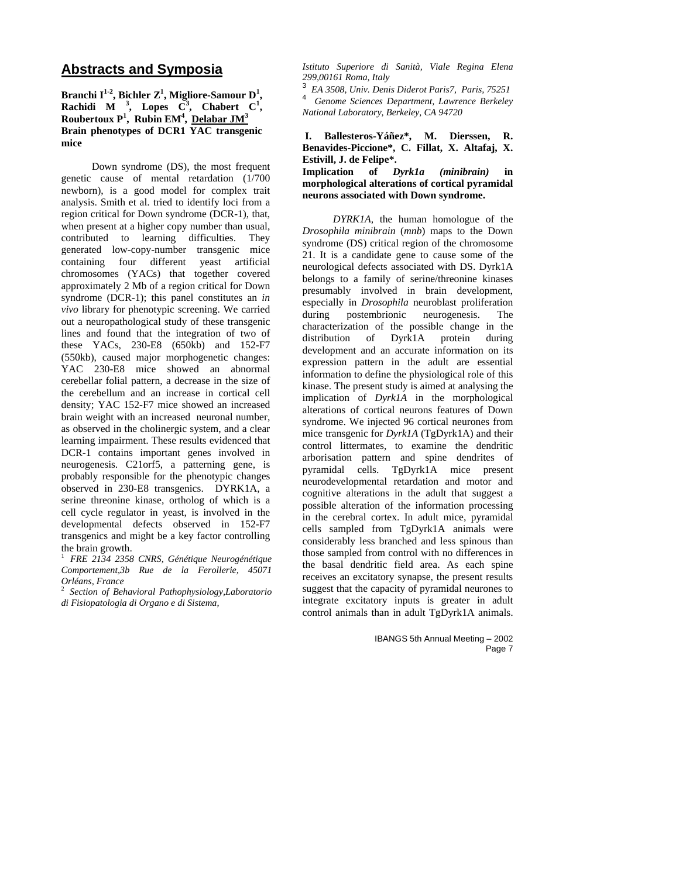## Abstracts and Symposia

**Branchi I[1-2], Bichler Z[1], Migliore-Samour D[1], Rachidi M [3], Lopes C[3], Chabert C[1], Roubertoux P[1], Rubin EM[4], Delabar JM[3]**
**Brain phenotypes of DCR1 YAC transgenic mice**

Down syndrome (DS), the most frequent genetic cause of mental retardation (1/700 newborn), is a good model for complex trait analysis. Smith et al. tried to identify loci from a region critical for Down syndrome (DCR-1), that, when present at a higher copy number than usual, contributed to learning difficulties. They generated low-copy-number transgenic mice containing four different yeast artificial chromosomes (YACs) that together covered approximately 2 Mb of a region critical for Down syndrome (DCR-1); this panel constitutes an *in vivo* library for phenotypic screening. We carried out a neuropathological study of these transgenic lines and found that the integration of two of these YACs, 230-E8 (650kb) and 152-F7 (550kb), caused major morphogenetic changes: YAC 230-E8 mice showed an abnormal cerebellar folial pattern, a decrease in the size of the cerebellum and an increase in cortical cell density; YAC 152-F7 mice showed an increased brain weight with an increased neuronal number, as observed in the cholinergic system, and a clear learning impairment. These results evidenced that DCR-1 contains important genes involved in neurogenesis. C21orf5, a patterning gene, is probably responsible for the phenotypic changes observed in 230-E8 transgenics. DYRK1A, a serine threonine kinase, ortholog of which is a cell cycle regulator in yeast, is involved in the developmental defects observed in 152-F7 transgenics and might be a key factor controlling the brain growth.

[1] *FRE 2134 2358 CNRS, Génétique Neurogénétique Comportement,3b Rue de la Ferollerie, 45071 Orléans, France*

[2] *Section of Behavioral Pathophysiology,Laboratorio di Fisiopatologia di Organo e di Sistema, Istituto Superiore di Sanità, Viale Regina Elena 299,00161 Roma, Italy*

[3] *EA 3508, Univ. Denis Diderot Paris7, Paris, 75251*

[4] *Genome Sciences Department, Lawrence Berkeley National Laboratory, Berkeley, CA 94720*

**I. Ballesteros-Yáñez*, M. Dierssen, R. Benavides-Piccione*, C. Fillat, X. Altafaj, X. Estivill, J. de Felipe*.**
**Implication of *Dyrk1a (minibrain)* in morphological alterations of cortical pyramidal neurons associated with Down syndrome.**

*DYRK1A*, the human homologue of the *Drosophila minibrain* (*mnb*) maps to the Down syndrome (DS) critical region of the chromosome 21. It is a candidate gene to cause some of the neurological defects associated with DS. Dyrk1A belongs to a family of serine/threonine kinases presumably involved in brain development, especially in *Drosophila* neuroblast proliferation during postembrionic neurogenesis. The characterization of the possible change in the distribution of Dyrk1A protein during development and an accurate information on its expression pattern in the adult are essential information to define the physiological role of this kinase. The present study is aimed at analysing the implication of *Dyrk1A* in the morphological alterations of cortical neurons features of Down syndrome. We injected 96 cortical neurones from mice transgenic for *Dyrk1A* (TgDyrk1A) and their control littermates, to examine the dendritic arborisation pattern and spine dendrites of pyramidal cells. TgDyrk1A mice present neurodevelopmental retardation and motor and cognitive alterations in the adult that suggest a possible alteration of the information processing in the cerebral cortex. In adult mice, pyramidal cells sampled from TgDyrk1A animals were considerably less branched and less spinous than those sampled from control with no differences in the basal dendritic field area. As each spine receives an excitatory synapse, the present results suggest that the capacity of pyramidal neurones to integrate excitatory inputs is greater in adult control animals than in adult TgDyrk1A animals.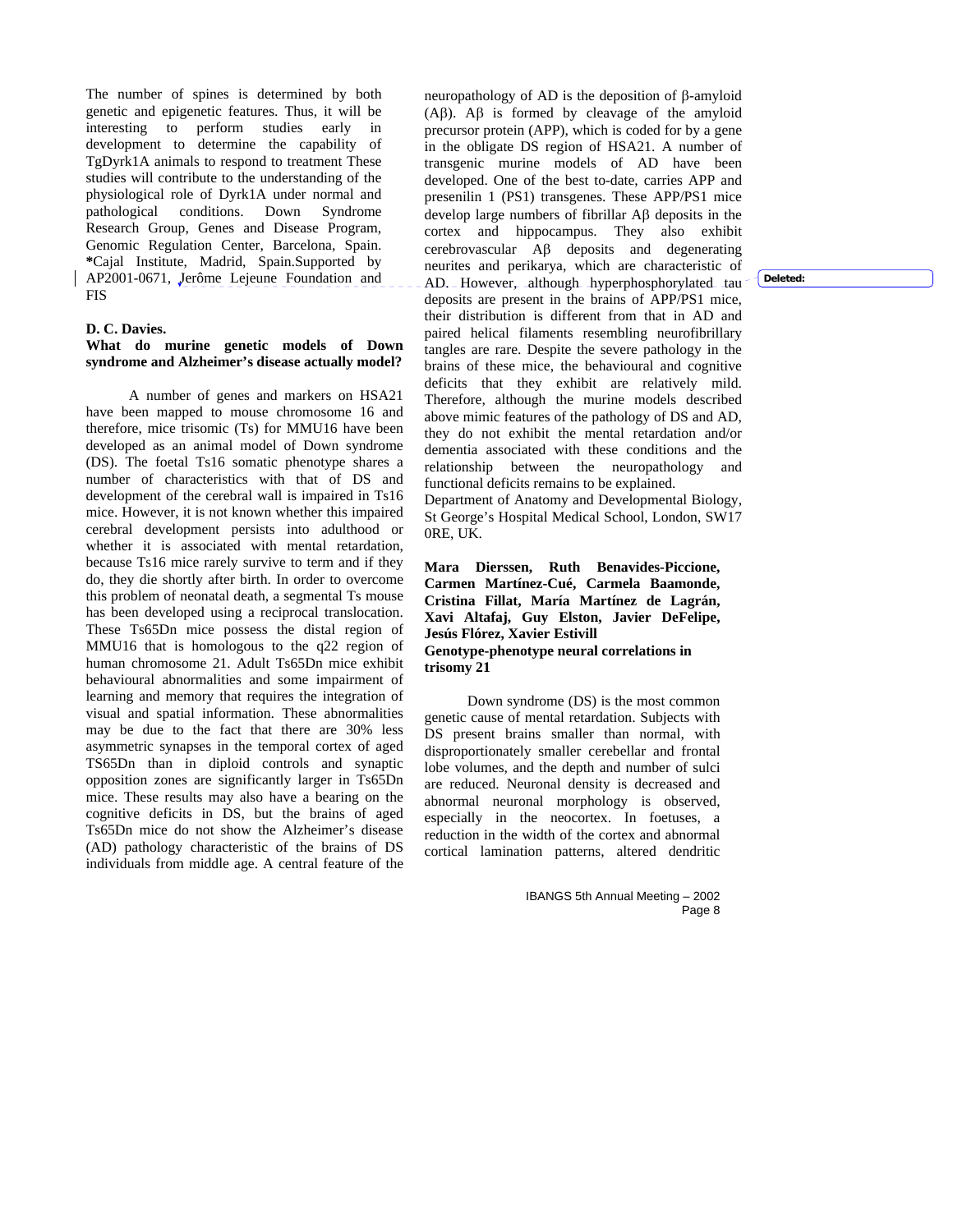The number of spines is determined by both genetic and epigenetic features. Thus, it will be interesting to perform studies early in development to determine the capability of TgDyrk1A animals to respond to treatment These studies will contribute to the understanding of the physiological role of Dyrk1A under normal and pathological conditions. Down Syndrome Research Group, Genes and Disease Program, Genomic Regulation Center, Barcelona, Spain. **\***Cajal Institute, Madrid, Spain.Supported by AP2001-0671, Jerôme Lejeune Foundation and FIS

**D. C. Davies.**
**What do murine genetic models of Down syndrome and Alzheimer's disease actually model?**

A number of genes and markers on HSA21 have been mapped to mouse chromosome 16 and therefore, mice trisomic (Ts) for MMU16 have been developed as an animal model of Down syndrome (DS). The foetal Ts16 somatic phenotype shares a number of characteristics with that of DS and development of the cerebral wall is impaired in Ts16 mice. However, it is not known whether this impaired cerebral development persists into adulthood or whether it is associated with mental retardation, because Ts16 mice rarely survive to term and if they do, they die shortly after birth. In order to overcome this problem of neonatal death, a segmental Ts mouse has been developed using a reciprocal translocation. These Ts65Dn mice possess the distal region of MMU16 that is homologous to the q22 region of human chromosome 21. Adult Ts65Dn mice exhibit behavioural abnormalities and some impairment of learning and memory that requires the integration of visual and spatial information. These abnormalities may be due to the fact that there are 30% less asymmetric synapses in the temporal cortex of aged TS65Dn than in diploid controls and synaptic opposition zones are significantly larger in Ts65Dn mice. These results may also have a bearing on the cognitive deficits in DS, but the brains of aged Ts65Dn mice do not show the Alzheimer's disease (AD) pathology characteristic of the brains of DS individuals from middle age. A central feature of the neuropathology of AD is the deposition of β-amyloid (Aβ). Aβ is formed by cleavage of the amyloid precursor protein (APP), which is coded for by a gene in the obligate DS region of HSA21. A number of transgenic murine models of AD have been developed. One of the best to-date, carries APP and presenilin 1 (PS1) transgenes. These APP/PS1 mice develop large numbers of fibrillar Aβ deposits in the cortex and hippocampus. They also exhibit cerebrovascular Aβ deposits and degenerating neurites and perikarya, which are characteristic of AD. However, although hyperphosphorylated tau deposits are present in the brains of APP/PS1 mice, their distribution is different from that in AD and paired helical filaments resembling neurofibrillary tangles are rare. Despite the severe pathology in the brains of these mice, the behavioural and cognitive deficits that they exhibit are relatively mild. Therefore, although the murine models described above mimic features of the pathology of DS and AD, they do not exhibit the mental retardation and/or dementia associated with these conditions and the relationship between the neuropathology and functional deficits remains to be explained.
Department of Anatomy and Developmental Biology, St George's Hospital Medical School, London, SW17 0RE, UK.

**Mara Dierssen, Ruth Benavides-Piccione, Carmen Martínez-Cué, Carmela Baamonde, Cristina Fillat, María Martínez de Lagrán, Xavi Altafaj, Guy Elston, Javier DeFelipe, Jesús Flórez, Xavier Estivill**
**Genotype-phenotype neural correlations in trisomy 21**

Down syndrome (DS) is the most common genetic cause of mental retardation. Subjects with DS present brains smaller than normal, with disproportionately smaller cerebellar and frontal lobe volumes, and the depth and number of sulci are reduced. Neuronal density is decreased and abnormal neuronal morphology is observed, especially in the neocortex. In foetuses, a reduction in the width of the cortex and abnormal cortical lamination patterns, altered dendritic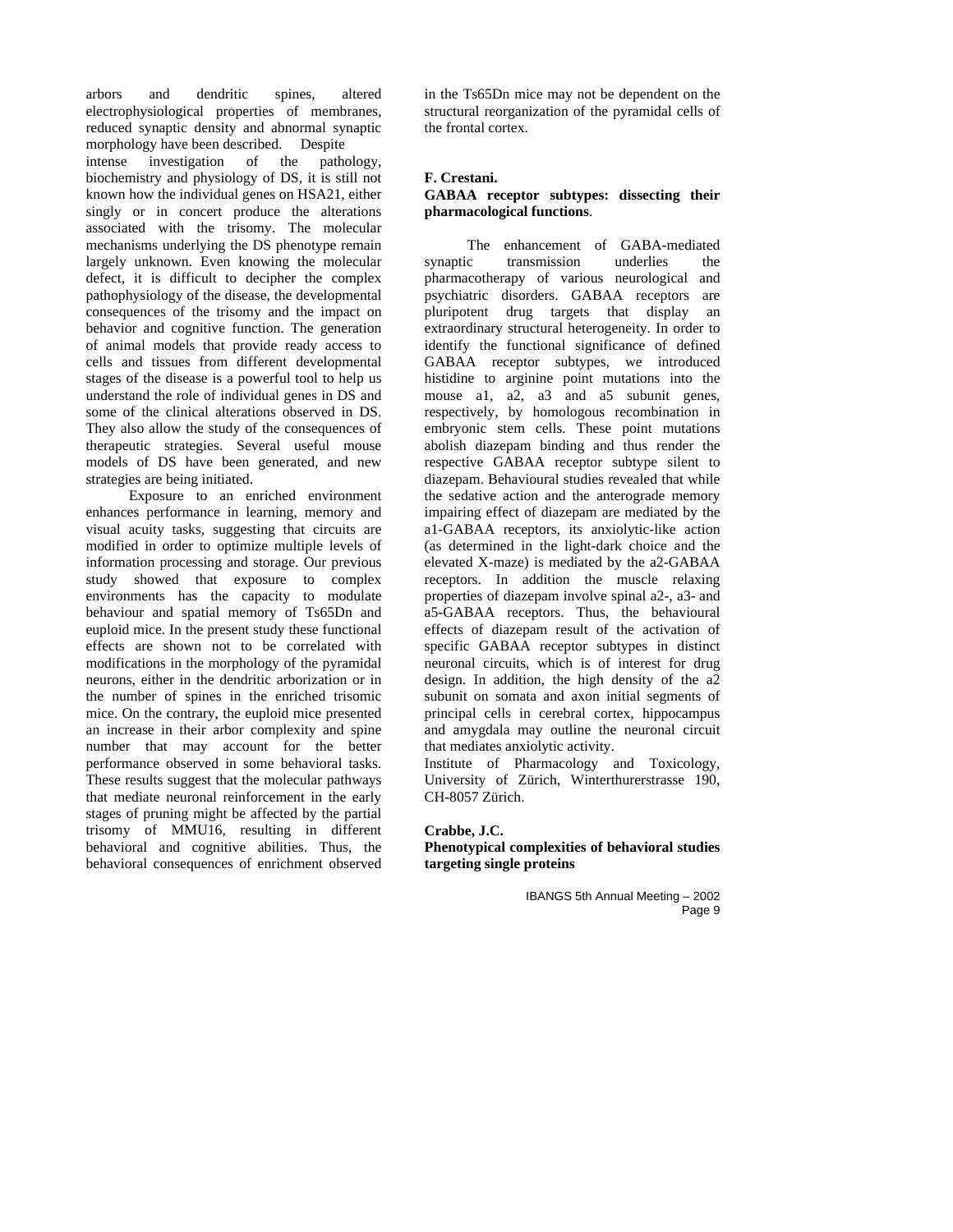arbors and dendritic spines, altered electrophysiological properties of membranes, reduced synaptic density and abnormal synaptic morphology have been described. Despite intense investigation of the pathology, biochemistry and physiology of DS, it is still not known how the individual genes on HSA21, either singly or in concert produce the alterations associated with the trisomy. The molecular mechanisms underlying the DS phenotype remain largely unknown. Even knowing the molecular defect, it is difficult to decipher the complex pathophysiology of the disease, the developmental consequences of the trisomy and the impact on behavior and cognitive function. The generation of animal models that provide ready access to cells and tissues from different developmental stages of the disease is a powerful tool to help us understand the role of individual genes in DS and some of the clinical alterations observed in DS. They also allow the study of the consequences of therapeutic strategies. Several useful mouse models of DS have been generated, and new strategies are being initiated.

Exposure to an enriched environment enhances performance in learning, memory and visual acuity tasks, suggesting that circuits are modified in order to optimize multiple levels of information processing and storage. Our previous study showed that exposure to complex environments has the capacity to modulate behaviour and spatial memory of Ts65Dn and euploid mice. In the present study these functional effects are shown not to be correlated with modifications in the morphology of the pyramidal neurons, either in the dendritic arborization or in the number of spines in the enriched trisomic mice. On the contrary, the euploid mice presented an increase in their arbor complexity and spine number that may account for the better performance observed in some behavioral tasks. These results suggest that the molecular pathways that mediate neuronal reinforcement in the early stages of pruning might be affected by the partial trisomy of MMU16, resulting in different behavioral and cognitive abilities. Thus, the behavioral consequences of enrichment observed in the Ts65Dn mice may not be dependent on the structural reorganization of the pyramidal cells of the frontal cortex.

**F. Crestani.**

**GABAA receptor subtypes: dissecting their pharmacological functions**.

The enhancement of GABA-mediated synaptic transmission underlies the pharmacotherapy of various neurological and psychiatric disorders. GABAA receptors are pluripotent drug targets that display an extraordinary structural heterogeneity. In order to identify the functional significance of defined GABAA receptor subtypes, we introduced histidine to arginine point mutations into the mouse a1, a2, a3 and a5 subunit genes, respectively, by homologous recombination in embryonic stem cells. These point mutations abolish diazepam binding and thus render the respective GABAA receptor subtype silent to diazepam. Behavioural studies revealed that while the sedative action and the anterograde memory impairing effect of diazepam are mediated by the a1-GABAA receptors, its anxiolytic-like action (as determined in the light-dark choice and the elevated X-maze) is mediated by the a2-GABAA receptors. In addition the muscle relaxing properties of diazepam involve spinal a2-, a3- and a5-GABAA receptors. Thus, the behavioural effects of diazepam result of the activation of specific GABAA receptor subtypes in distinct neuronal circuits, which is of interest for drug design. In addition, the high density of the a2 subunit on somata and axon initial segments of principal cells in cerebral cortex, hippocampus and amygdala may outline the neuronal circuit that mediates anxiolytic activity.

Institute of Pharmacology and Toxicology, University of Zürich, Winterthurerstrasse 190, CH-8057 Zürich.

**Crabbe, J.C.**

**Phenotypical complexities of behavioral studies targeting single proteins**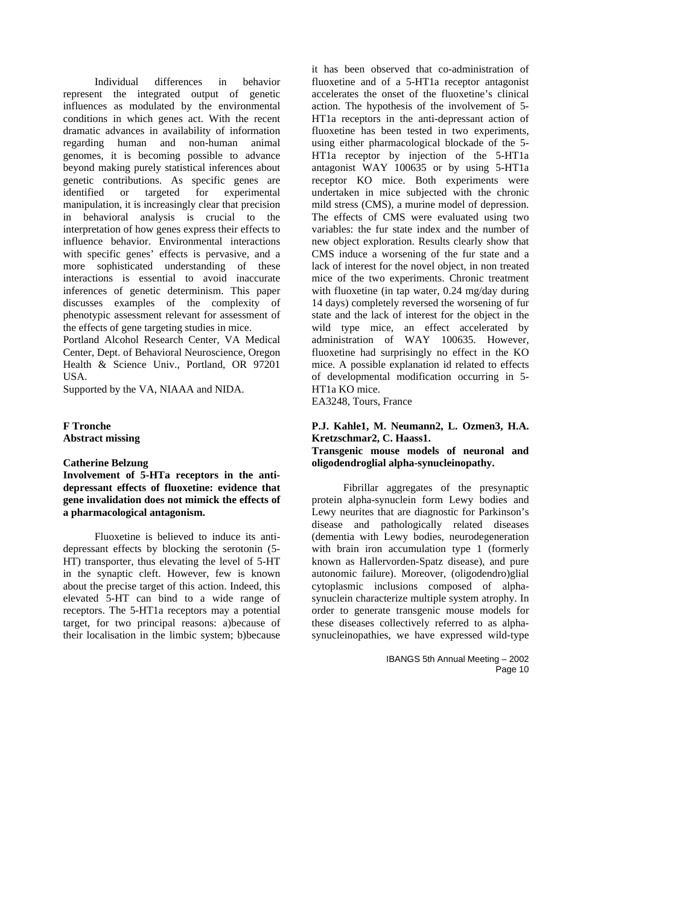Individual differences in behavior represent the integrated output of genetic influences as modulated by the environmental conditions in which genes act. With the recent dramatic advances in availability of information regarding human and non-human animal genomes, it is becoming possible to advance beyond making purely statistical inferences about genetic contributions. As specific genes are identified or targeted for experimental manipulation, it is increasingly clear that precision in behavioral analysis is crucial to the interpretation of how genes express their effects to influence behavior. Environmental interactions with specific genes' effects is pervasive, and a more sophisticated understanding of these interactions is essential to avoid inaccurate inferences of genetic determinism. This paper discusses examples of the complexity of phenotypic assessment relevant for assessment of the effects of gene targeting studies in mice.

Portland Alcohol Research Center, VA Medical Center, Dept. of Behavioral Neuroscience, Oregon Health & Science Univ., Portland, OR 97201 USA.

Supported by the VA, NIAAA and NIDA.

**F Tronche**
**Abstract missing**

**Catherine Belzung**
**Involvement of 5-HTa receptors in the anti-depressant effects of fluoxetine: evidence that gene invalidation does not mimick the effects of a pharmacological antagonism.**

Fluoxetine is believed to induce its anti-depressant effects by blocking the serotonin (5-HT) transporter, thus elevating the level of 5-HT in the synaptic cleft. However, few is known about the precise target of this action. Indeed, this elevated 5-HT can bind to a wide range of receptors. The 5-HT1a receptors may a potential target, for two principal reasons: a)because of their localisation in the limbic system; b)because it has been observed that co-administration of fluoxetine and of a 5-HT1a receptor antagonist accelerates the onset of the fluoxetine's clinical action. The hypothesis of the involvement of 5-HT1a receptors in the anti-depressant action of fluoxetine has been tested in two experiments, using either pharmacological blockade of the 5-HT1a receptor by injection of the 5-HT1a antagonist WAY 100635 or by using 5-HT1a receptor KO mice. Both experiments were undertaken in mice subjected with the chronic mild stress (CMS), a murine model of depression. The effects of CMS were evaluated using two variables: the fur state index and the number of new object exploration. Results clearly show that CMS induce a worsening of the fur state and a lack of interest for the novel object, in non treated mice of the two experiments. Chronic treatment with fluoxetine (in tap water, 0.24 mg/day during 14 days) completely reversed the worsening of fur state and the lack of interest for the object in the wild type mice, an effect accelerated by administration of WAY 100635. However, fluoxetine had surprisingly no effect in the KO mice. A possible explanation id related to effects of developmental modification occurring in 5-HT1a KO mice.

EA3248, Tours, France

**P.J. Kahle1, M. Neumann2, L. Ozmen3, H.A. Kretzschmar2, C. Haass1.**
**Transgenic mouse models of neuronal and oligodendroglial alpha-synucleinopathy.**

Fibrillar aggregates of the presynaptic protein alpha-synuclein form Lewy bodies and Lewy neurites that are diagnostic for Parkinson's disease and pathologically related diseases (dementia with Lewy bodies, neurodegeneration with brain iron accumulation type 1 (formerly known as Hallervorden-Spatz disease), and pure autonomic failure). Moreover, (oligodendro)glial cytoplasmic inclusions composed of alpha-synuclein characterize multiple system atrophy. In order to generate transgenic mouse models for these diseases collectively referred to as alpha-synucleinopathies, we have expressed wild-type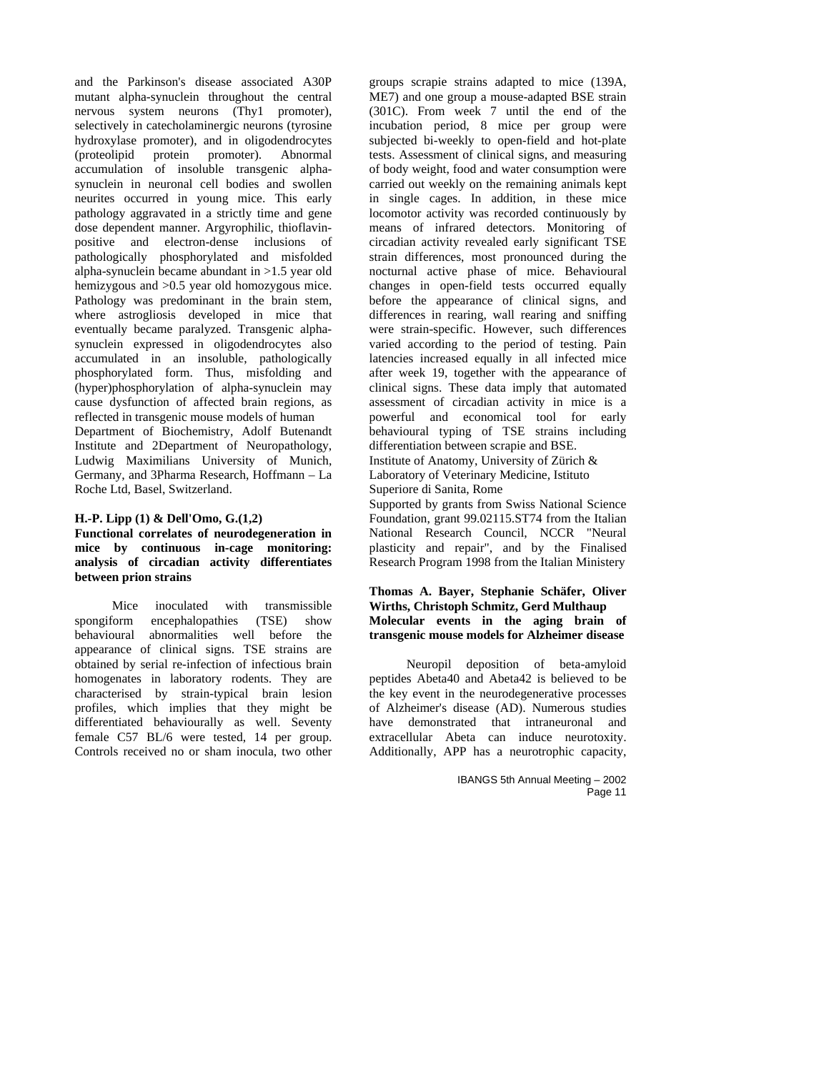and the Parkinson's disease associated A30P mutant alpha-synuclein throughout the central nervous system neurons (Thy1 promoter), selectively in catecholaminergic neurons (tyrosine hydroxylase promoter), and in oligodendrocytes (proteolipid protein promoter). Abnormal accumulation of insoluble transgenic alpha-synuclein in neuronal cell bodies and swollen neurites occurred in young mice. This early pathology aggravated in a strictly time and gene dose dependent manner. Argyrophilic, thioflavin-positive and electron-dense inclusions of pathologically phosphorylated and misfolded alpha-synuclein became abundant in >1.5 year old hemizygous and >0.5 year old homozygous mice. Pathology was predominant in the brain stem, where astrogliosis developed in mice that eventually became paralyzed. Transgenic alpha-synuclein expressed in oligodendrocytes also accumulated in an insoluble, pathologically phosphorylated form. Thus, misfolding and (hyper)phosphorylation of alpha-synuclein may cause dysfunction of affected brain regions, as reflected in transgenic mouse models of human

Department of Biochemistry, Adolf Butenandt Institute and 2Department of Neuropathology, Ludwig Maximilians University of Munich, Germany, and 3Pharma Research, Hoffmann – La Roche Ltd, Basel, Switzerland.

**H.-P. Lipp (1) & Dell'Omo, G.(1,2)**

**Functional correlates of neurodegeneration in mice by continuous in-cage monitoring: analysis of circadian activity differentiates between prion strains**

Mice inoculated with transmissible spongiform encephalopathies (TSE) show behavioural abnormalities well before the appearance of clinical signs. TSE strains are obtained by serial re-infection of infectious brain homogenates in laboratory rodents. They are characterised by strain-typical brain lesion profiles, which implies that they might be differentiated behaviourally as well. Seventy female C57 BL/6 were tested, 14 per group. Controls received no or sham inocula, two other groups scrapie strains adapted to mice (139A, ME7) and one group a mouse-adapted BSE strain (301C). From week 7 until the end of the incubation period, 8 mice per group were subjected bi-weekly to open-field and hot-plate tests. Assessment of clinical signs, and measuring of body weight, food and water consumption were carried out weekly on the remaining animals kept in single cages. In addition, in these mice locomotor activity was recorded continuously by means of infrared detectors. Monitoring of circadian activity revealed early significant TSE strain differences, most pronounced during the nocturnal active phase of mice. Behavioural changes in open-field tests occurred equally before the appearance of clinical signs, and differences in rearing, wall rearing and sniffing were strain-specific. However, such differences varied according to the period of testing. Pain latencies increased equally in all infected mice after week 19, together with the appearance of clinical signs. These data imply that automated assessment of circadian activity in mice is a powerful and economical tool for early behavioural typing of TSE strains including differentiation between scrapie and BSE.

Institute of Anatomy, University of Zürich &
Laboratory of Veterinary Medicine, Istituto
Superiore di Sanita, Rome

Supported by grants from Swiss National Science Foundation, grant 99.02115.ST74 from the Italian National Research Council, NCCR "Neural plasticity and repair", and by the Finalised Research Program 1998 from the Italian Ministery

**Thomas A. Bayer, Stephanie Schäfer, Oliver Wirths, Christoph Schmitz, Gerd Multhaup**

**Molecular events in the aging brain of transgenic mouse models for Alzheimer disease**

Neuropil deposition of beta-amyloid peptides Abeta40 and Abeta42 is believed to be the key event in the neurodegenerative processes of Alzheimer's disease (AD). Numerous studies have demonstrated that intraneuronal and extracellular Abeta can induce neurotoxity. Additionally, APP has a neurotrophic capacity,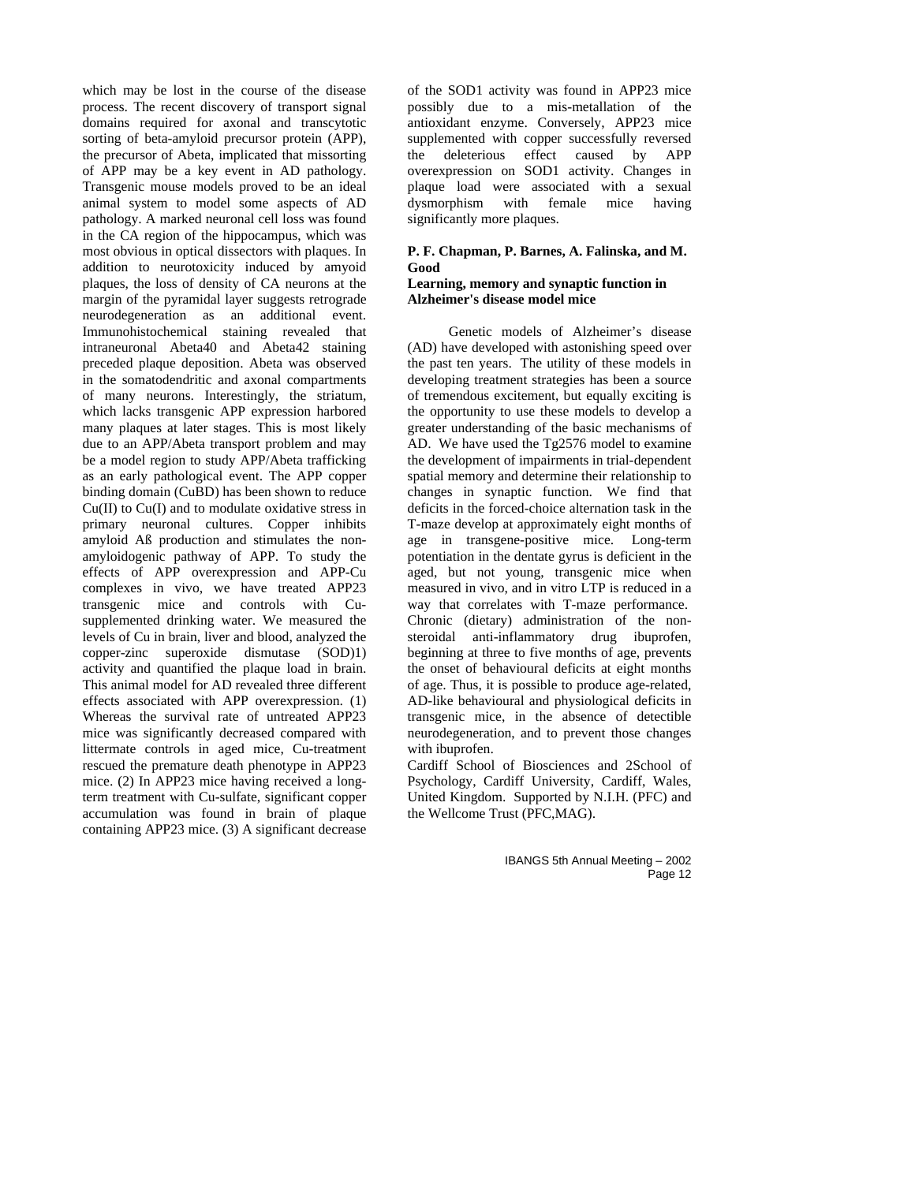which may be lost in the course of the disease process. The recent discovery of transport signal domains required for axonal and transcytotic sorting of beta-amyloid precursor protein (APP), the precursor of Abeta, implicated that missorting of APP may be a key event in AD pathology. Transgenic mouse models proved to be an ideal animal system to model some aspects of AD pathology. A marked neuronal cell loss was found in the CA region of the hippocampus, which was most obvious in optical dissectors with plaques. In addition to neurotoxicity induced by amyoid plaques, the loss of density of CA neurons at the margin of the pyramidal layer suggests retrograde neurodegeneration as an additional event. Immunohistochemical staining revealed that intraneuronal Abeta40 and Abeta42 staining preceded plaque deposition. Abeta was observed in the somatodendritic and axonal compartments of many neurons. Interestingly, the striatum, which lacks transgenic APP expression harbored many plaques at later stages. This is most likely due to an APP/Abeta transport problem and may be a model region to study APP/Abeta trafficking as an early pathological event. The APP copper binding domain (CuBD) has been shown to reduce Cu(II) to Cu(I) and to modulate oxidative stress in primary neuronal cultures. Copper inhibits amyloid Aß production and stimulates the non-amyloidogenic pathway of APP. To study the effects of APP overexpression and APP-Cu complexes in vivo, we have treated APP23 transgenic mice and controls with Cu-supplemented drinking water. We measured the levels of Cu in brain, liver and blood, analyzed the copper-zinc superoxide dismutase (SOD)1) activity and quantified the plaque load in brain. This animal model for AD revealed three different effects associated with APP overexpression. (1) Whereas the survival rate of untreated APP23 mice was significantly decreased compared with littermate controls in aged mice, Cu-treatment rescued the premature death phenotype in APP23 mice. (2) In APP23 mice having received a long-term treatment with Cu-sulfate, significant copper accumulation was found in brain of plaque containing APP23 mice. (3) A significant decrease of the SOD1 activity was found in APP23 mice possibly due to a mis-metallation of the antioxidant enzyme. Conversely, APP23 mice supplemented with copper successfully reversed the deleterious effect caused by APP overexpression on SOD1 activity. Changes in plaque load were associated with a sexual dysmorphism with female mice having significantly more plaques.

**P. F. Chapman, P. Barnes, A. Falinska, and M. Good**

**Learning, memory and synaptic function in Alzheimer's disease model mice**

Genetic models of Alzheimer's disease (AD) have developed with astonishing speed over the past ten years. The utility of these models in developing treatment strategies has been a source of tremendous excitement, but equally exciting is the opportunity to use these models to develop a greater understanding of the basic mechanisms of AD. We have used the Tg2576 model to examine the development of impairments in trial-dependent spatial memory and determine their relationship to changes in synaptic function. We find that deficits in the forced-choice alternation task in the T-maze develop at approximately eight months of age in transgene-positive mice. Long-term potentiation in the dentate gyrus is deficient in the aged, but not young, transgenic mice when measured in vivo, and in vitro LTP is reduced in a way that correlates with T-maze performance. Chronic (dietary) administration of the non-steroidal anti-inflammatory drug ibuprofen, beginning at three to five months of age, prevents the onset of behavioural deficits at eight months of age. Thus, it is possible to produce age-related, AD-like behavioural and physiological deficits in transgenic mice, in the absence of detectible neurodegeneration, and to prevent those changes with ibuprofen.

Cardiff School of Biosciences and 2School of Psychology, Cardiff University, Cardiff, Wales, United Kingdom. Supported by N.I.H. (PFC) and the Wellcome Trust (PFC,MAG).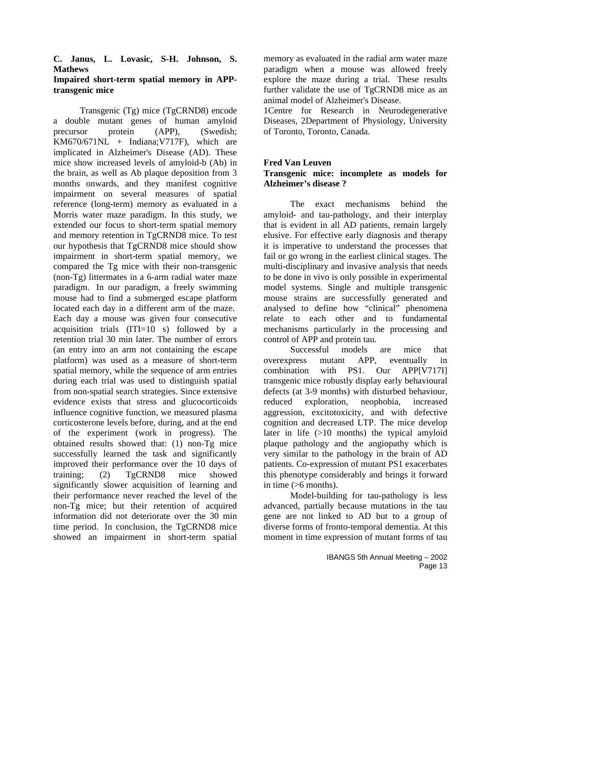**C. Janus, L. Lovasic, S-H. Johnson, S. Mathews**

**Impaired short-term spatial memory in APP-transgenic mice**

Transgenic (Tg) mice (TgCRND8) encode a double mutant genes of human amyloid precursor protein (APP), (Swedish; KM670/671NL + Indiana;V717F), which are implicated in Alzheimer's Disease (AD). These mice show increased levels of amyloid-b (Ab) in the brain, as well as Ab plaque deposition from 3 months onwards, and they manifest cognitive impairment on several measures of spatial reference (long-term) memory as evaluated in a Morris water maze paradigm. In this study, we extended our focus to short-term spatial memory and memory retention in TgCRND8 mice. To test our hypothesis that TgCRND8 mice should show impairment in short-term spatial memory, we compared the Tg mice with their non-transgenic (non-Tg) littermates in a 6-arm radial water maze paradigm. In our paradigm, a freely swimming mouse had to find a submerged escape platform located each day in a different arm of the maze. Each day a mouse was given four consecutive acquisition trials (ITI=10 s) followed by a retention trial 30 min later. The number of errors (an entry into an arm not containing the escape platform) was used as a measure of short-term spatial memory, while the sequence of arm entries during each trial was used to distinguish spatial from non-spatial search strategies. Since extensive evidence exists that stress and glucocorticoids influence cognitive function, we measured plasma corticosterone levels before, during, and at the end of the experiment (work in progress). The obtained results showed that: (1) non-Tg mice successfully learned the task and significantly improved their performance over the 10 days of training; (2) TgCRND8 mice showed significantly slower acquisition of learning and their performance never reached the level of the non-Tg mice; but their retention of acquired information did not deteriorate over the 30 min time period. In conclusion, the TgCRND8 mice showed an impairment in short-term spatial memory as evaluated in the radial arm water maze paradigm when a mouse was allowed freely explore the maze during a trial. These results further validate the use of TgCRND8 mice as an animal model of Alzheimer's Disease.

1Centre for Research in Neurodegenerative Diseases, 2Department of Physiology, University of Toronto, Toronto, Canada.

**Fred Van Leuven**

**Transgenic mice: incomplete as models for Alzheimer's disease ?**

The exact mechanisms behind the amyloid- and tau-pathology, and their interplay that is evident in all AD patients, remain largely elusive. For effective early diagnosis and therapy it is imperative to understand the processes that fail or go wrong in the earliest clinical stages. The multi-disciplinary and invasive analysis that needs to be done in vivo is only possible in experimental model systems. Single and multiple transgenic mouse strains are successfully generated and analysed to define how "clinical" phenomena relate to each other and to fundamental mechanisms particularly in the processing and control of APP and protein tau.

Successful models are mice that overexpress mutant APP, eventually in combination with PS1. Our APP[V717I] transgenic mice robustly display early behavioural defects (at 3-9 months) with disturbed behaviour, reduced exploration, neophobia, increased aggression, excitotoxicity, and with defective cognition and decreased LTP. The mice develop later in life (>10 months) the typical amyloid plaque pathology and the angiopathy which is very similar to the pathology in the brain of AD patients. Co-expression of mutant PS1 exacerbates this phenotype considerably and brings it forward in time (>6 months).

Model-building for tau-pathology is less advanced, partially because mutations in the tau gene are not linked to AD but to a group of diverse forms of fronto-temporal dementia. At this moment in time expression of mutant forms of tau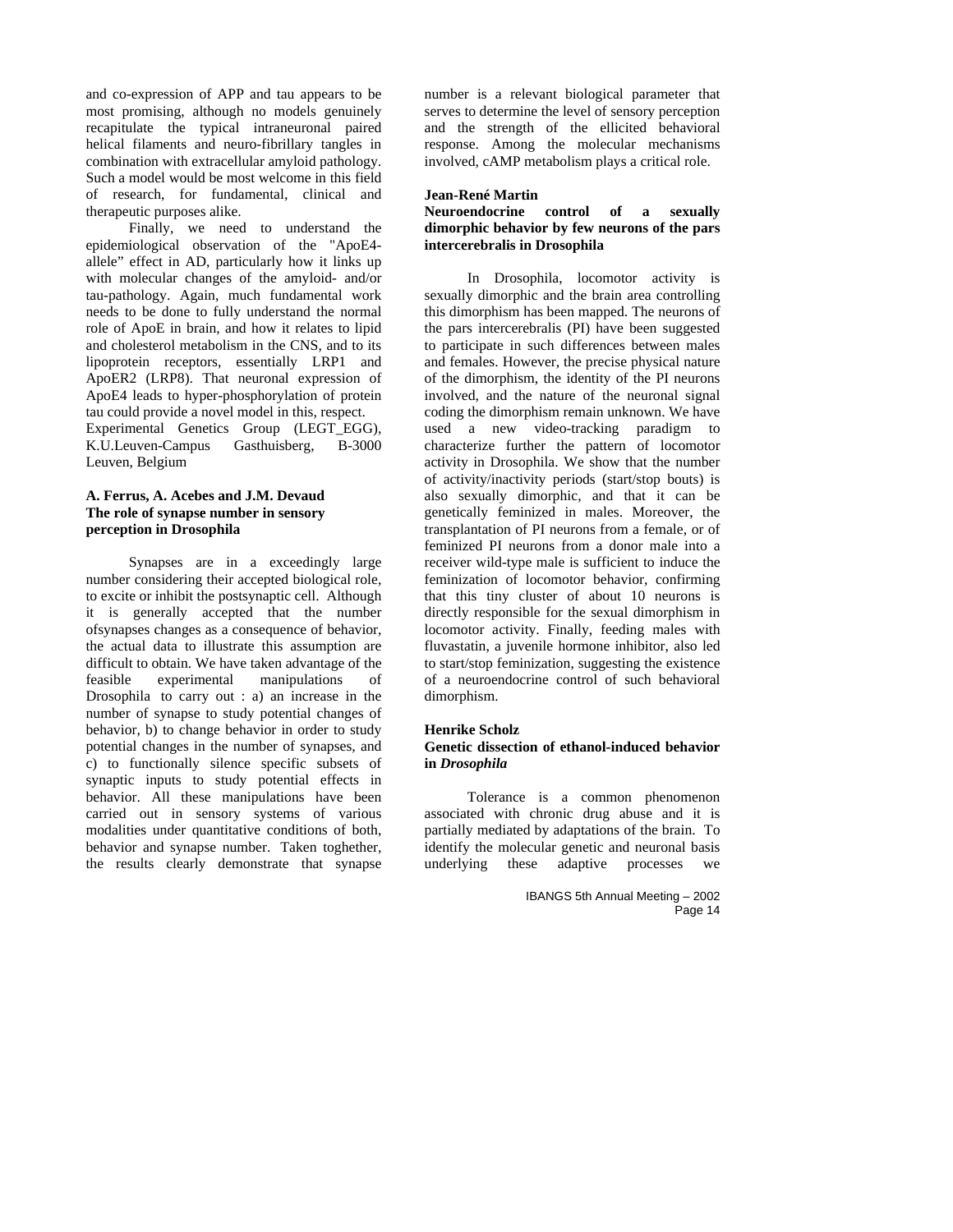and co-expression of APP and tau appears to be most promising, although no models genuinely recapitulate the typical intraneuronal paired helical filaments and neuro-fibrillary tangles in combination with extracellular amyloid pathology. Such a model would be most welcome in this field of research, for fundamental, clinical and therapeutic purposes alike.

Finally, we need to understand the epidemiological observation of the "ApoE4-allele" effect in AD, particularly how it links up with molecular changes of the amyloid- and/or tau-pathology. Again, much fundamental work needs to be done to fully understand the normal role of ApoE in brain, and how it relates to lipid and cholesterol metabolism in the CNS, and to its lipoprotein receptors, essentially LRP1 and ApoER2 (LRP8). That neuronal expression of ApoE4 leads to hyper-phosphorylation of protein tau could provide a novel model in this, respect.

Experimental Genetics Group (LEGT_EGG), K.U.Leuven-Campus Gasthuisberg, B-3000 Leuven, Belgium

**A. Ferrus, A. Acebes and J.M. Devaud**
**The role of synapse number in sensory perception in Drosophila**

Synapses are in a exceedingly large number considering their accepted biological role, to excite or inhibit the postsynaptic cell. Although it is generally accepted that the number ofsynapses changes as a consequence of behavior, the actual data to illustrate this assumption are difficult to obtain. We have taken advantage of the feasible experimental manipulations of Drosophila to carry out : a) an increase in the number of synapse to study potential changes of behavior, b) to change behavior in order to study potential changes in the number of synapses, and c) to functionally silence specific subsets of synaptic inputs to study potential effects in behavior. All these manipulations have been carried out in sensory systems of various modalities under quantitative conditions of both, behavior and synapse number. Taken toghether, the results clearly demonstrate that synapse number is a relevant biological parameter that serves to determine the level of sensory perception and the strength of the ellicited behavioral response. Among the molecular mechanisms involved, cAMP metabolism plays a critical role.

**Jean-René Martin**
**Neuroendocrine control of a sexually dimorphic behavior by few neurons of the pars intercerebralis in Drosophila**

In Drosophila, locomotor activity is sexually dimorphic and the brain area controlling this dimorphism has been mapped. The neurons of the pars intercerebralis (PI) have been suggested to participate in such differences between males and females. However, the precise physical nature of the dimorphism, the identity of the PI neurons involved, and the nature of the neuronal signal coding the dimorphism remain unknown. We have used a new video-tracking paradigm to characterize further the pattern of locomotor activity in Drosophila. We show that the number of activity/inactivity periods (start/stop bouts) is also sexually dimorphic, and that it can be genetically feminized in males. Moreover, the transplantation of PI neurons from a female, or of feminized PI neurons from a donor male into a receiver wild-type male is sufficient to induce the feminization of locomotor behavior, confirming that this tiny cluster of about 10 neurons is directly responsible for the sexual dimorphism in locomotor activity. Finally, feeding males with fluvastatin, a juvenile hormone inhibitor, also led to start/stop feminization, suggesting the existence of a neuroendocrine control of such behavioral dimorphism.

**Henrike Scholz**
**Genetic dissection of ethanol-induced behavior in *Drosophila***

Tolerance is a common phenomenon associated with chronic drug abuse and it is partially mediated by adaptations of the brain. To identify the molecular genetic and neuronal basis underlying these adaptive processes we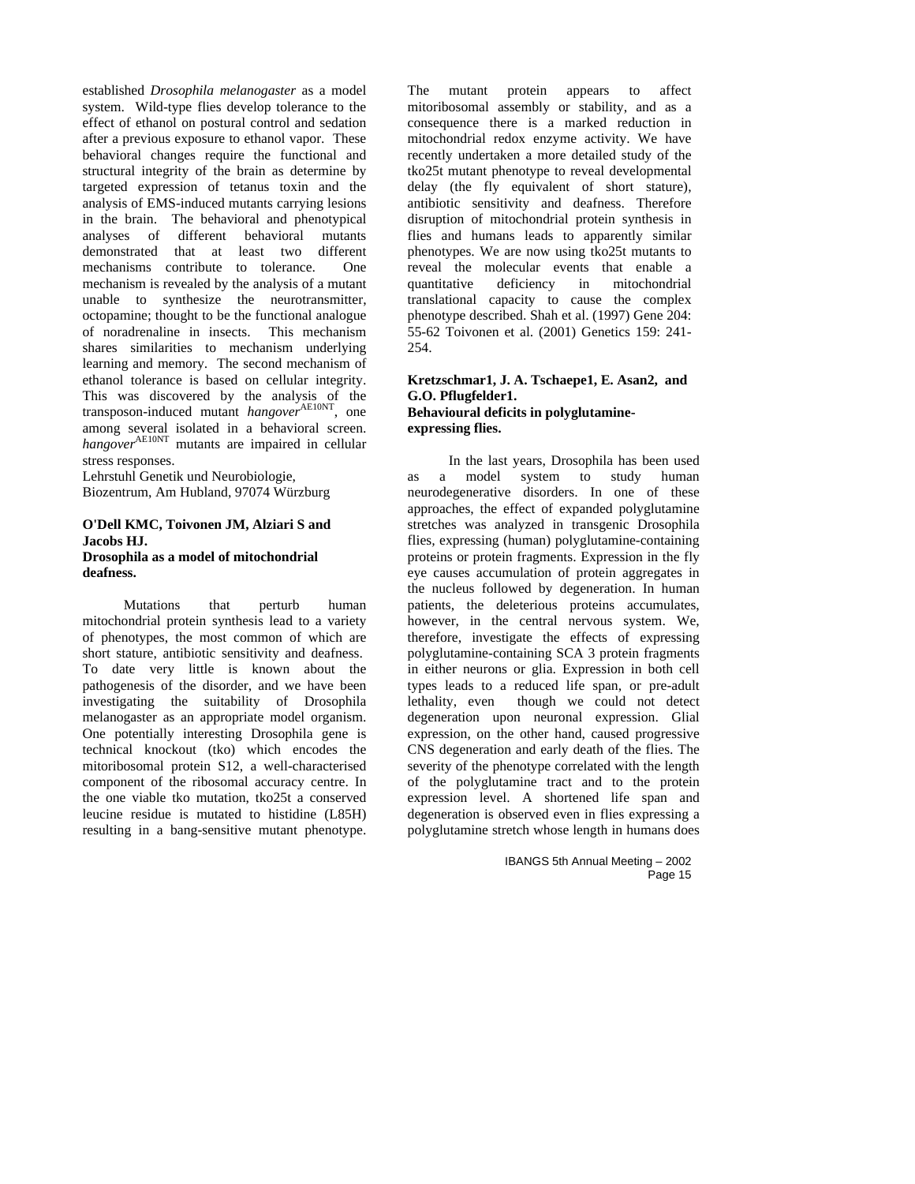established *Drosophila melanogaster* as a model system. Wild-type flies develop tolerance to the effect of ethanol on postural control and sedation after a previous exposure to ethanol vapor. These behavioral changes require the functional and structural integrity of the brain as determine by targeted expression of tetanus toxin and the analysis of EMS-induced mutants carrying lesions in the brain. The behavioral and phenotypical analyses of different behavioral mutants demonstrated that at least two different mechanisms contribute to tolerance. One mechanism is revealed by the analysis of a mutant unable to synthesize the neurotransmitter, octopamine; thought to be the functional analogue of noradrenaline in insects. This mechanism shares similarities to mechanism underlying learning and memory. The second mechanism of ethanol tolerance is based on cellular integrity. This was discovered by the analysis of the transposon-induced mutant *hangover*$^{AE10NT}$, one among several isolated in a behavioral screen. *hangover*$^{AE10NT}$ mutants are impaired in cellular stress responses.

Lehrstuhl Genetik und Neurobiologie, Biozentrum, Am Hubland, 97074 Würzburg

**O'Dell KMC, Toivonen JM, Alziari S and Jacobs HJ.**
**Drosophila as a model of mitochondrial deafness.**

Mutations that perturb human mitochondrial protein synthesis lead to a variety of phenotypes, the most common of which are short stature, antibiotic sensitivity and deafness. To date very little is known about the pathogenesis of the disorder, and we have been investigating the suitability of Drosophila melanogaster as an appropriate model organism. One potentially interesting Drosophila gene is technical knockout (tko) which encodes the mitoribosomal protein S12, a well-characterised component of the ribosomal accuracy centre. In the one viable tko mutation, tko25t a conserved leucine residue is mutated to histidine (L85H) resulting in a bang-sensitive mutant phenotype. The mutant protein appears to affect mitoribosomal assembly or stability, and as a consequence there is a marked reduction in mitochondrial redox enzyme activity. We have recently undertaken a more detailed study of the tko25t mutant phenotype to reveal developmental delay (the fly equivalent of short stature), antibiotic sensitivity and deafness. Therefore disruption of mitochondrial protein synthesis in flies and humans leads to apparently similar phenotypes. We are now using tko25t mutants to reveal the molecular events that enable a quantitative deficiency in mitochondrial translational capacity to cause the complex phenotype described. Shah et al. (1997) Gene 204: 55-62 Toivonen et al. (2001) Genetics 159: 241-254.

**Kretzschmar1, J. A. Tschaepe1, E. Asan2, and G.O. Pflugfelder1.**
**Behavioural deficits in polyglutamine-expressing flies.**

In the last years, Drosophila has been used as a model system to study human neurodegenerative disorders. In one of these approaches, the effect of expanded polyglutamine stretches was analyzed in transgenic Drosophila flies, expressing (human) polyglutamine-containing proteins or protein fragments. Expression in the fly eye causes accumulation of protein aggregates in the nucleus followed by degeneration. In human patients, the deleterious proteins accumulates, however, in the central nervous system. We, therefore, investigate the effects of expressing polyglutamine-containing SCA 3 protein fragments in either neurons or glia. Expression in both cell types leads to a reduced life span, or pre-adult lethality, even though we could not detect degeneration upon neuronal expression. Glial expression, on the other hand, caused progressive CNS degeneration and early death of the flies. The severity of the phenotype correlated with the length of the polyglutamine tract and to the protein expression level. A shortened life span and degeneration is observed even in flies expressing a polyglutamine stretch whose length in humans does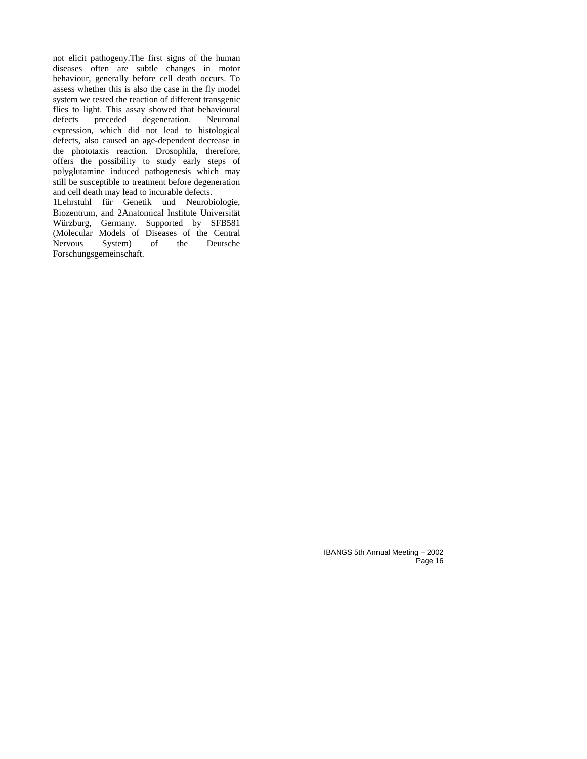not elicit pathogeny.The first signs of the human diseases often are subtle changes in motor behaviour, generally before cell death occurs. To assess whether this is also the case in the fly model system we tested the reaction of different transgenic flies to light. This assay showed that behavioural defects preceded degeneration. Neuronal expression, which did not lead to histological defects, also caused an age-dependent decrease in the phototaxis reaction. Drosophila, therefore, offers the possibility to study early steps of polyglutamine induced pathogenesis which may still be susceptible to treatment before degeneration and cell death may lead to incurable defects.

[1]Lehrstuhl für Genetik und Neurobiologie, Biozentrum, and [2]Anatomical Institute Universität Würzburg, Germany. Supported by SFB581 (Molecular Models of Diseases of the Central Nervous System) of the Deutsche Forschungsgemeinschaft.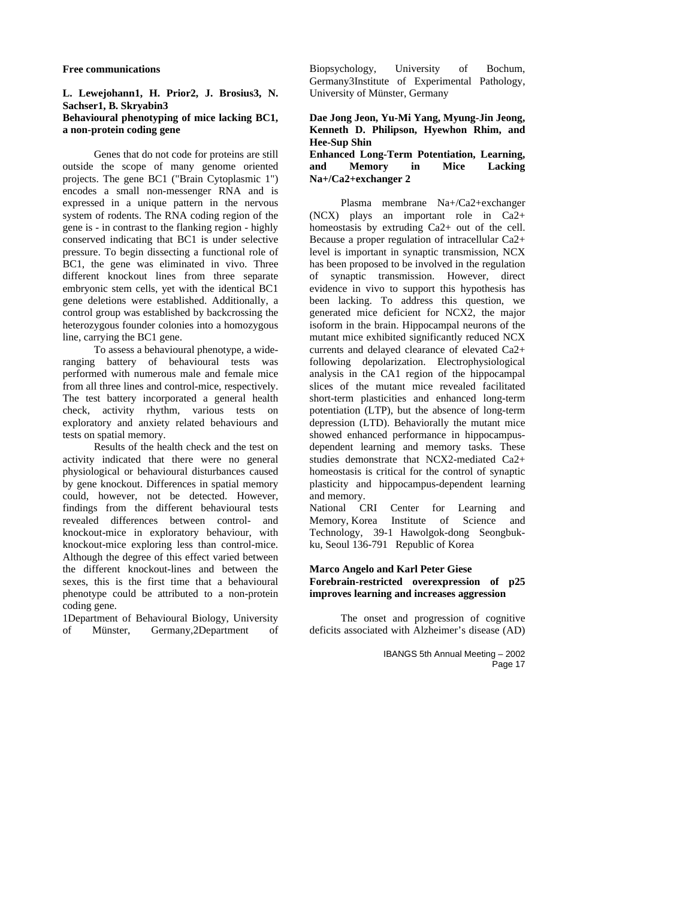**Free communications**

**L. Lewejohann[1], H. Prior[2], J. Brosius[3], N. Sachser[1], B. Skryabin[3]**
**Behavioural phenotyping of mice lacking BC1, a non-protein coding gene**

Genes that do not code for proteins are still outside the scope of many genome oriented projects. The gene BC1 ("Brain Cytoplasmic 1") encodes a small non-messenger RNA and is expressed in a unique pattern in the nervous system of rodents. The RNA coding region of the gene is - in contrast to the flanking region - highly conserved indicating that BC1 is under selective pressure. To begin dissecting a functional role of BC1, the gene was eliminated in vivo. Three different knockout lines from three separate embryonic stem cells, yet with the identical BC1 gene deletions were established. Additionally, a control group was established by backcrossing the heterozygous founder colonies into a homozygous line, carrying the BC1 gene.

To assess a behavioural phenotype, a wide-ranging battery of behavioural tests was performed with numerous male and female mice from all three lines and control-mice, respectively. The test battery incorporated a general health check, activity rhythm, various tests on exploratory and anxiety related behaviours and tests on spatial memory.

Results of the health check and the test on activity indicated that there were no general physiological or behavioural disturbances caused by gene knockout. Differences in spatial memory could, however, not be detected. However, findings from the different behavioural tests revealed differences between control- and knockout-mice in exploratory behaviour, with knockout-mice exploring less than control-mice. Although the degree of this effect varied between the different knockout-lines and between the sexes, this is the first time that a behavioural phenotype could be attributed to a non-protein coding gene.

[1]Department of Behavioural Biology, University of Münster, Germany,[2]Department of Biopsychology, University of Bochum, Germany[3]Institute of Experimental Pathology, University of Münster, Germany

**Dae Jong Jeon, Yu-Mi Yang, Myung-Jin Jeong, Kenneth D. Philipson, Hyewhon Rhim, and Hee-Sup Shin**
**Enhanced Long-Term Potentiation, Learning, and Memory in Mice Lacking Na+/Ca2+exchanger 2**

Plasma membrane Na+/Ca2+exchanger (NCX) plays an important role in Ca2+ homeostasis by extruding Ca2+ out of the cell. Because a proper regulation of intracellular Ca2+ level is important in synaptic transmission, NCX has been proposed to be involved in the regulation of synaptic transmission. However, direct evidence in vivo to support this hypothesis has been lacking. To address this question, we generated mice deficient for NCX2, the major isoform in the brain. Hippocampal neurons of the mutant mice exhibited significantly reduced NCX currents and delayed clearance of elevated Ca2+ following depolarization. Electrophysiological analysis in the CA1 region of the hippocampal slices of the mutant mice revealed facilitated short-term plasticities and enhanced long-term potentiation (LTP), but the absence of long-term depression (LTD). Behaviorally the mutant mice showed enhanced performance in hippocampus-dependent learning and memory tasks. These studies demonstrate that NCX2-mediated Ca2+ homeostasis is critical for the control of synaptic plasticity and hippocampus-dependent learning and memory.

National CRI Center for Learning and Memory, Korea Institute of Science and Technology, 39-1 Hawolgok-dong Seongbuk-ku, Seoul 136-791 Republic of Korea

**Marco Angelo and Karl Peter Giese**
**Forebrain-restricted overexpression of p25 improves learning and increases aggression**

The onset and progression of cognitive deficits associated with Alzheimer's disease (AD)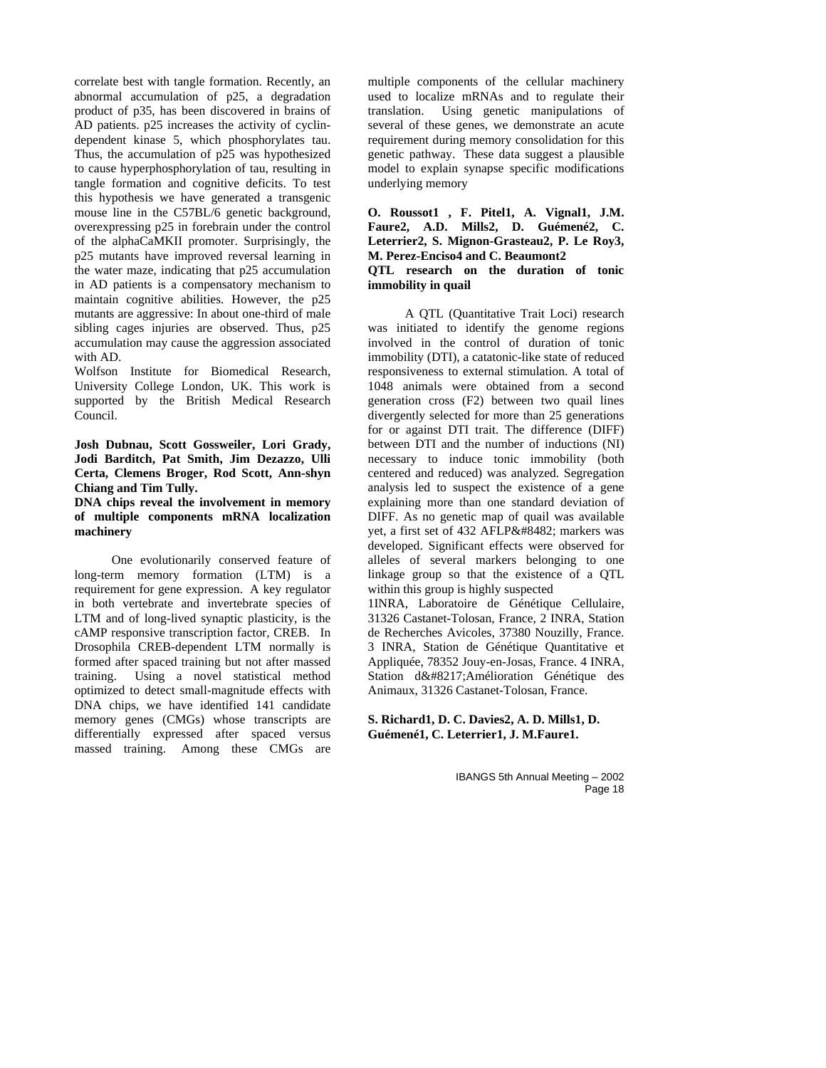correlate best with tangle formation. Recently, an abnormal accumulation of p25, a degradation product of p35, has been discovered in brains of AD patients. p25 increases the activity of cyclin-dependent kinase 5, which phosphorylates tau. Thus, the accumulation of p25 was hypothesized to cause hyperphosphorylation of tau, resulting in tangle formation and cognitive deficits. To test this hypothesis we have generated a transgenic mouse line in the C57BL/6 genetic background, overexpressing p25 in forebrain under the control of the alphaCaMKII promoter. Surprisingly, the p25 mutants have improved reversal learning in the water maze, indicating that p25 accumulation in AD patients is a compensatory mechanism to maintain cognitive abilities. However, the p25 mutants are aggressive: In about one-third of male sibling cages injuries are observed. Thus, p25 accumulation may cause the aggression associated with AD.

Wolfson Institute for Biomedical Research, University College London, UK. This work is supported by the British Medical Research Council.

**Josh Dubnau, Scott Gossweiler, Lori Grady, Jodi Barditch, Pat Smith, Jim Dezazzo, Ulli Certa, Clemens Broger, Rod Scott, Ann-shyn Chiang and Tim Tully.**

**DNA chips reveal the involvement in memory of multiple components mRNA localization machinery**

One evolutionarily conserved feature of long-term memory formation (LTM) is a requirement for gene expression. A key regulator in both vertebrate and invertebrate species of LTM and of long-lived synaptic plasticity, is the cAMP responsive transcription factor, CREB. In Drosophila CREB-dependent LTM normally is formed after spaced training but not after massed training. Using a novel statistical method optimized to detect small-magnitude effects with DNA chips, we have identified 141 candidate memory genes (CMGs) whose transcripts are differentially expressed after spaced versus massed training. Among these CMGs are multiple components of the cellular machinery used to localize mRNAs and to regulate their translation. Using genetic manipulations of several of these genes, we demonstrate an acute requirement during memory consolidation for this genetic pathway. These data suggest a plausible model to explain synapse specific modifications underlying memory

**O. Roussot1 , F. Pitel1, A. Vignal1, J.M. Faure2, A.D. Mills2, D. Guémené2, C. Leterrier2, S. Mignon-Grasteau2, P. Le Roy3, M. Perez-Enciso4 and C. Beaumont2**

**QTL research on the duration of tonic immobility in quail**

A QTL (Quantitative Trait Loci) research was initiated to identify the genome regions involved in the control of duration of tonic immobility (DTI), a catatonic-like state of reduced responsiveness to external stimulation. A total of 1048 animals were obtained from a second generation cross (F2) between two quail lines divergently selected for more than 25 generations for or against DTI trait. The difference (DIFF) between DTI and the number of inductions (NI) necessary to induce tonic immobility (both centered and reduced) was analyzed. Segregation analysis led to suspect the existence of a gene explaining more than one standard deviation of DIFF. As no genetic map of quail was available yet, a first set of 432 AFLP&#8482; markers was developed. Significant effects were observed for alleles of several markers belonging to one linkage group so that the existence of a QTL within this group is highly suspected

1INRA, Laboratoire de Génétique Cellulaire, 31326 Castanet-Tolosan, France, 2 INRA, Station de Recherches Avicoles, 37380 Nouzilly, France. 3 INRA, Station de Génétique Quantitative et Appliquée, 78352 Jouy-en-Josas, France. 4 INRA, Station d&#8217;Amélioration Génétique des Animaux, 31326 Castanet-Tolosan, France.

**S. Richard1, D. C. Davies2, A. D. Mills1, D. Guémené1, C. Leterrier1, J. M.Faure1.**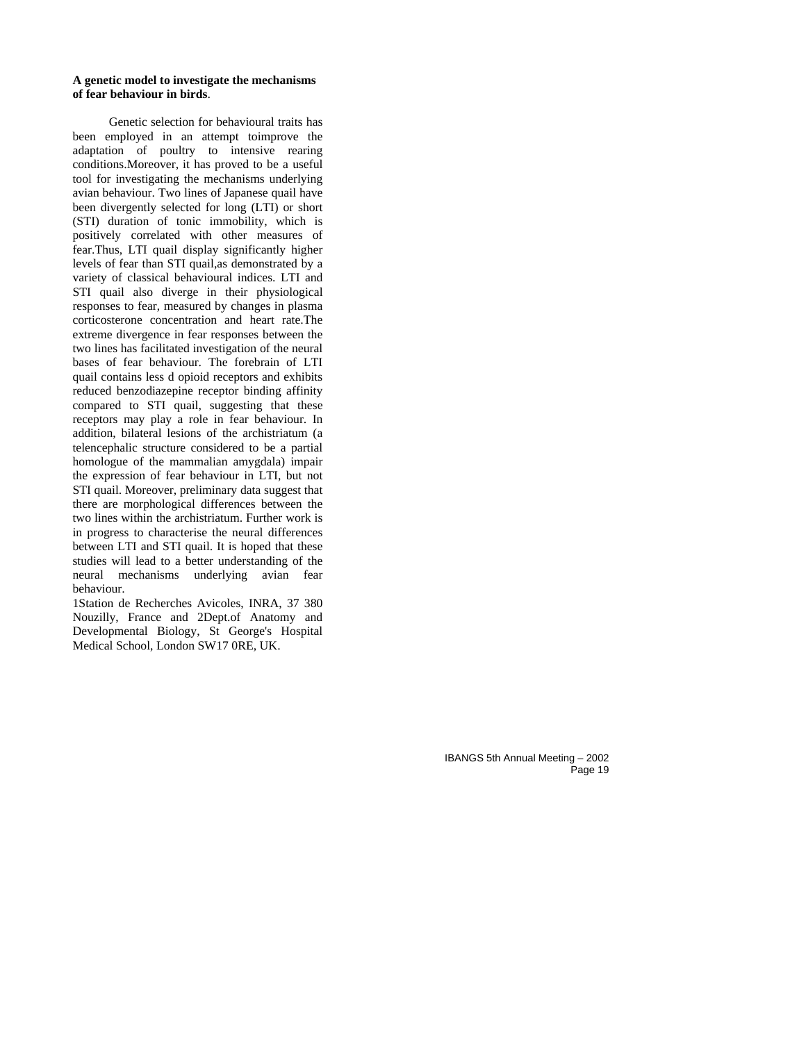**A genetic model to investigate the mechanisms of fear behaviour in birds**.

Genetic selection for behavioural traits has been employed in an attempt toimprove the adaptation of poultry to intensive rearing conditions.Moreover, it has proved to be a useful tool for investigating the mechanisms underlying avian behaviour. Two lines of Japanese quail have been divergently selected for long (LTI) or short (STI) duration of tonic immobility, which is positively correlated with other measures of fear.Thus, LTI quail display significantly higher levels of fear than STI quail,as demonstrated by a variety of classical behavioural indices. LTI and STI quail also diverge in their physiological responses to fear, measured by changes in plasma corticosterone concentration and heart rate.The extreme divergence in fear responses between the two lines has facilitated investigation of the neural bases of fear behaviour. The forebrain of LTI quail contains less d opioid receptors and exhibits reduced benzodiazepine receptor binding affinity compared to STI quail, suggesting that these receptors may play a role in fear behaviour. In addition, bilateral lesions of the archistriatum (a telencephalic structure considered to be a partial homologue of the mammalian amygdala) impair the expression of fear behaviour in LTI, but not STI quail. Moreover, preliminary data suggest that there are morphological differences between the two lines within the archistriatum. Further work is in progress to characterise the neural differences between LTI and STI quail. It is hoped that these studies will lead to a better understanding of the neural mechanisms underlying avian fear behaviour.

1Station de Recherches Avicoles, INRA, 37 380 Nouzilly, France and 2Dept.of Anatomy and Developmental Biology, St George's Hospital Medical School, London SW17 0RE, UK.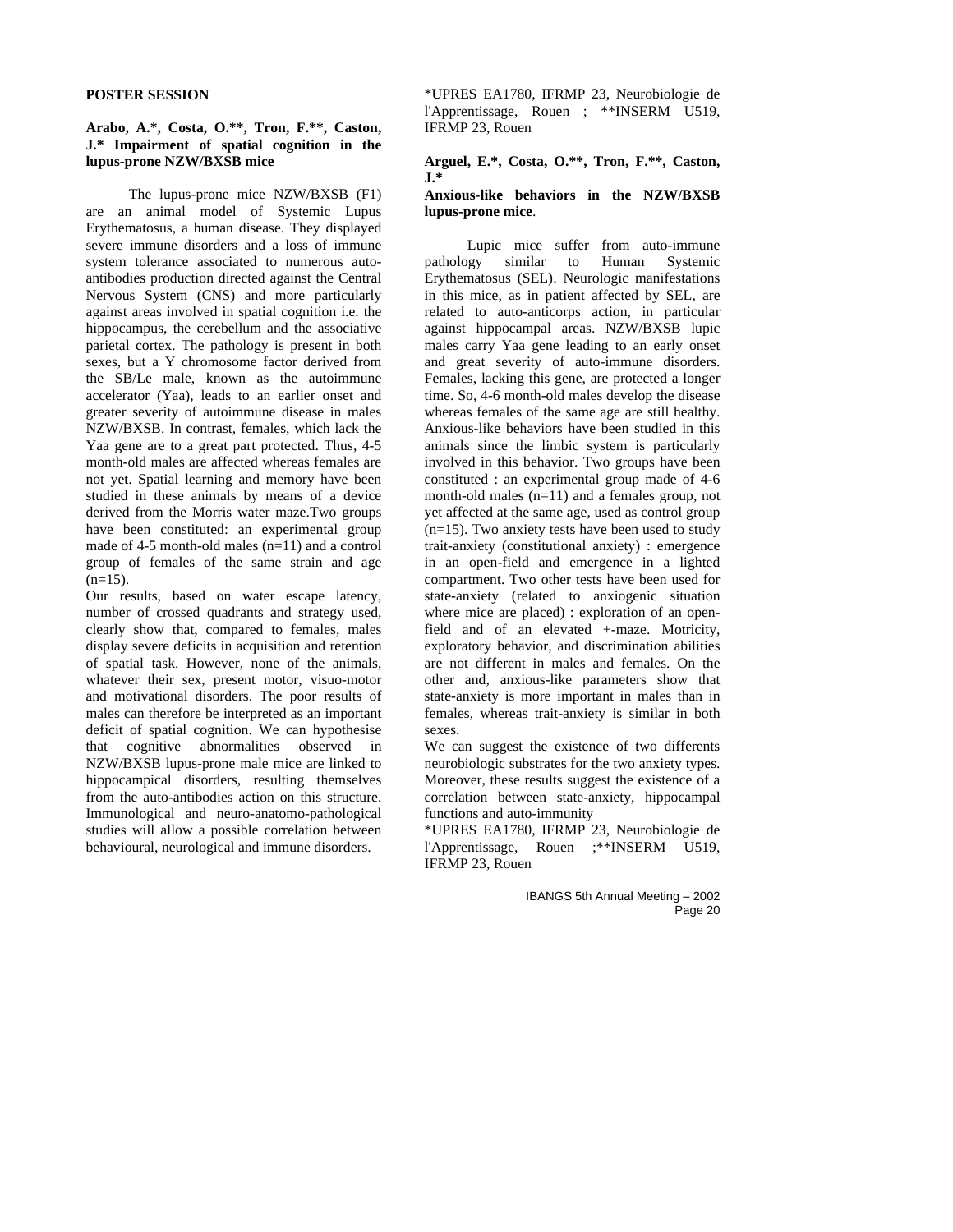**POSTER SESSION**

**Arabo, A.*, Costa, O.**, Tron, F.**, Caston, J.* Impairment of spatial cognition in the lupus-prone NZW/BXSB mice**

The lupus-prone mice NZW/BXSB (F1) are an animal model of Systemic Lupus Erythematosus, a human disease. They displayed severe immune disorders and a loss of immune system tolerance associated to numerous auto-antibodies production directed against the Central Nervous System (CNS) and more particularly against areas involved in spatial cognition i.e. the hippocampus, the cerebellum and the associative parietal cortex. The pathology is present in both sexes, but a Y chromosome factor derived from the SB/Le male, known as the autoimmune accelerator (Yaa), leads to an earlier onset and greater severity of autoimmune disease in males NZW/BXSB. In contrast, females, which lack the Yaa gene are to a great part protected. Thus, 4-5 month-old males are affected whereas females are not yet. Spatial learning and memory have been studied in these animals by means of a device derived from the Morris water maze.Two groups have been constituted: an experimental group made of 4-5 month-old males (n=11) and a control group of females of the same strain and age (n=15).

Our results, based on water escape latency, number of crossed quadrants and strategy used, clearly show that, compared to females, males display severe deficits in acquisition and retention of spatial task. However, none of the animals, whatever their sex, present motor, visuo-motor and motivational disorders. The poor results of males can therefore be interpreted as an important deficit of spatial cognition. We can hypothesise that cognitive abnormalities observed in NZW/BXSB lupus-prone male mice are linked to hippocampical disorders, resulting themselves from the auto-antibodies action on this structure. Immunological and neuro-anatomo-pathological studies will allow a possible correlation between behavioural, neurological and immune disorders.

*UPRES EA1780, IFRMP 23, Neurobiologie de l'Apprentissage, Rouen ; **INSERM U519, IFRMP 23, Rouen

**Arguel, E.*, Costa, O.**, Tron, F.**, Caston, J.***

**Anxious-like behaviors in the NZW/BXSB lupus-prone mice**.

Lupic mice suffer from auto-immune pathology similar to Human Systemic Erythematosus (SEL). Neurologic manifestations in this mice, as in patient affected by SEL, are related to auto-anticorps action, in particular against hippocampal areas. NZW/BXSB lupic males carry Yaa gene leading to an early onset and great severity of auto-immune disorders. Females, lacking this gene, are protected a longer time. So, 4-6 month-old males develop the disease whereas females of the same age are still healthy. Anxious-like behaviors have been studied in this animals since the limbic system is particularly involved in this behavior. Two groups have been constituted : an experimental group made of 4-6 month-old males (n=11) and a females group, not yet affected at the same age, used as control group (n=15). Two anxiety tests have been used to study trait-anxiety (constitutional anxiety) : emergence in an open-field and emergence in a lighted compartment. Two other tests have been used for state-anxiety (related to anxiogenic situation where mice are placed) : exploration of an open-field and of an elevated +-maze. Motricity, exploratory behavior, and discrimination abilities are not different in males and females. On the other and, anxious-like parameters show that state-anxiety is more important in males than in females, whereas trait-anxiety is similar in both sexes.

We can suggest the existence of two differents neurobiologic substrates for the two anxiety types. Moreover, these results suggest the existence of a correlation between state-anxiety, hippocampal functions and auto-immunity

*UPRES EA1780, IFRMP 23, Neurobiologie de l'Apprentissage, Rouen ;**INSERM U519, IFRMP 23, Rouen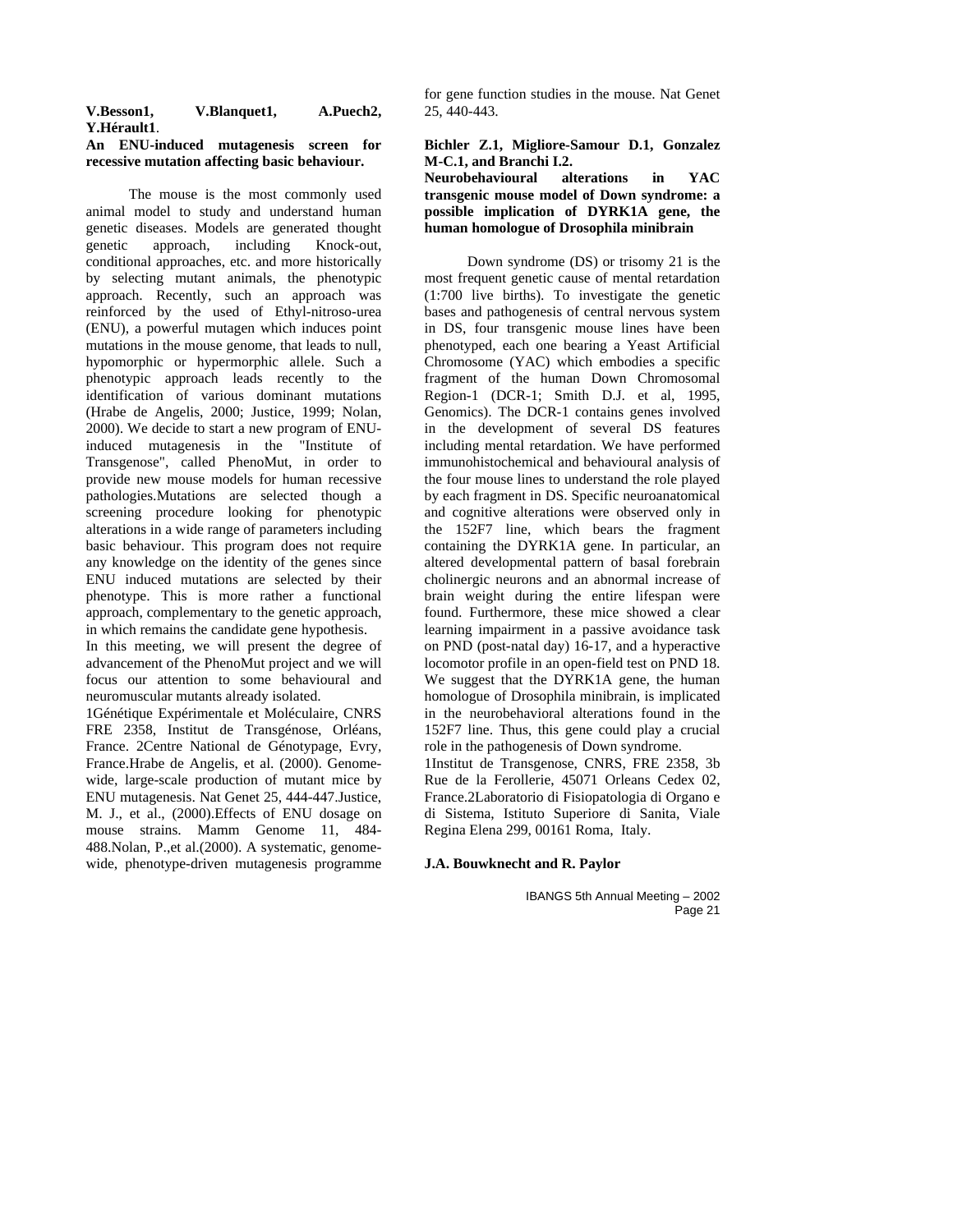**V.Besson1, V.Blanquet1, A.Puech2, Y.Hérault1**.

**An ENU-induced mutagenesis screen for recessive mutation affecting basic behaviour.**

The mouse is the most commonly used animal model to study and understand human genetic diseases. Models are generated thought genetic approach, including Knock-out, conditional approaches, etc. and more historically by selecting mutant animals, the phenotypic approach. Recently, such an approach was reinforced by the used of Ethyl-nitroso-urea (ENU), a powerful mutagen which induces point mutations in the mouse genome, that leads to null, hypomorphic or hypermorphic allele. Such a phenotypic approach leads recently to the identification of various dominant mutations (Hrabe de Angelis, 2000; Justice, 1999; Nolan, 2000). We decide to start a new program of ENU-induced mutagenesis in the "Institute of Transgenose", called PhenoMut, in order to provide new mouse models for human recessive pathologies.Mutations are selected though a screening procedure looking for phenotypic alterations in a wide range of parameters including basic behaviour. This program does not require any knowledge on the identity of the genes since ENU induced mutations are selected by their phenotype. This is more rather a functional approach, complementary to the genetic approach, in which remains the candidate gene hypothesis.

In this meeting, we will present the degree of advancement of the PhenoMut project and we will focus our attention to some behavioural and neuromuscular mutants already isolated.

1Génétique Expérimentale et Moléculaire, CNRS FRE 2358, Institut de Transgénose, Orléans, France. 2Centre National de Génotypage, Evry, France.Hrabe de Angelis, et al. (2000). Genome-wide, large-scale production of mutant mice by ENU mutagenesis. Nat Genet 25, 444-447.Justice, M. J., et al., (2000).Effects of ENU dosage on mouse strains. Mamm Genome 11, 484-488.Nolan, P.,et al.(2000). A systematic, genome-wide, phenotype-driven mutagenesis programme for gene function studies in the mouse. Nat Genet 25, 440-443.

**Bichler Z.1, Migliore-Samour D.1, Gonzalez M-C.1, and Branchi I.2.**

**Neurobehavioural alterations in YAC transgenic mouse model of Down syndrome: a possible implication of DYRK1A gene, the human homologue of Drosophila minibrain**

Down syndrome (DS) or trisomy 21 is the most frequent genetic cause of mental retardation (1:700 live births). To investigate the genetic bases and pathogenesis of central nervous system in DS, four transgenic mouse lines have been phenotyped, each one bearing a Yeast Artificial Chromosome (YAC) which embodies a specific fragment of the human Down Chromosomal Region-1 (DCR-1; Smith D.J. et al, 1995, Genomics). The DCR-1 contains genes involved in the development of several DS features including mental retardation. We have performed immunohistochemical and behavioural analysis of the four mouse lines to understand the role played by each fragment in DS. Specific neuroanatomical and cognitive alterations were observed only in the 152F7 line, which bears the fragment containing the DYRK1A gene. In particular, an altered developmental pattern of basal forebrain cholinergic neurons and an abnormal increase of brain weight during the entire lifespan were found. Furthermore, these mice showed a clear learning impairment in a passive avoidance task on PND (post-natal day) 16-17, and a hyperactive locomotor profile in an open-field test on PND 18. We suggest that the DYRK1A gene, the human homologue of Drosophila minibrain, is implicated in the neurobehavioral alterations found in the 152F7 line. Thus, this gene could play a crucial role in the pathogenesis of Down syndrome.

1Institut de Transgenose, CNRS, FRE 2358, 3b Rue de la Ferollerie, 45071 Orleans Cedex 02, France.2Laboratorio di Fisiopatologia di Organo e di Sistema, Istituto Superiore di Sanita, Viale Regina Elena 299, 00161 Roma, Italy.

**J.A. Bouwknecht and R. Paylor**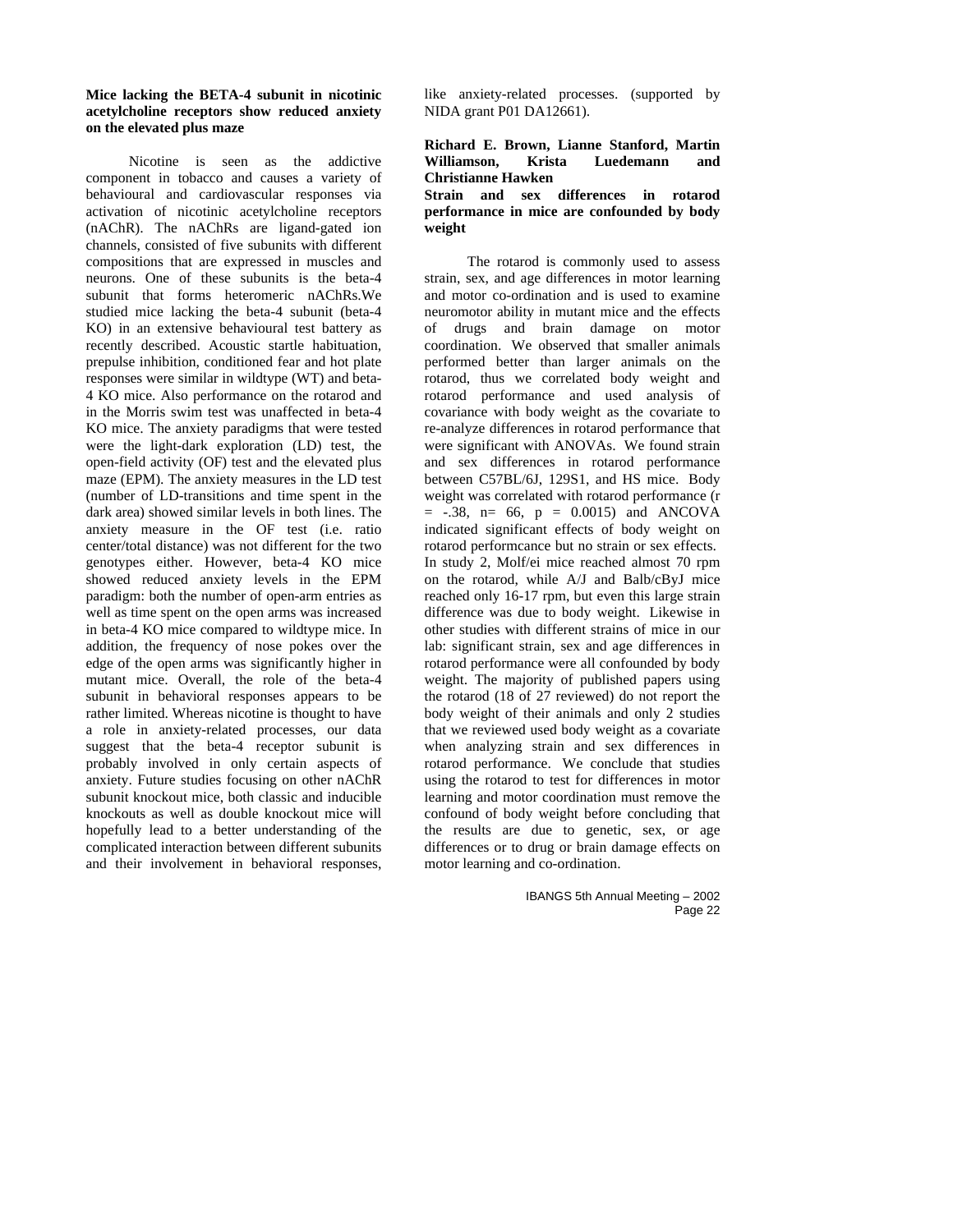**Mice lacking the BETA-4 subunit in nicotinic acetylcholine receptors show reduced anxiety on the elevated plus maze**

Nicotine is seen as the addictive component in tobacco and causes a variety of behavioural and cardiovascular responses via activation of nicotinic acetylcholine receptors (nAChR). The nAChRs are ligand-gated ion channels, consisted of five subunits with different compositions that are expressed in muscles and neurons. One of these subunits is the beta-4 subunit that forms heteromeric nAChRs.We studied mice lacking the beta-4 subunit (beta-4 KO) in an extensive behavioural test battery as recently described. Acoustic startle habituation, prepulse inhibition, conditioned fear and hot plate responses were similar in wildtype (WT) and beta-4 KO mice. Also performance on the rotarod and in the Morris swim test was unaffected in beta-4 KO mice. The anxiety paradigms that were tested were the light-dark exploration (LD) test, the open-field activity (OF) test and the elevated plus maze (EPM). The anxiety measures in the LD test (number of LD-transitions and time spent in the dark area) showed similar levels in both lines. The anxiety measure in the OF test (i.e. ratio center/total distance) was not different for the two genotypes either. However, beta-4 KO mice showed reduced anxiety levels in the EPM paradigm: both the number of open-arm entries as well as time spent on the open arms was increased in beta-4 KO mice compared to wildtype mice. In addition, the frequency of nose pokes over the edge of the open arms was significantly higher in mutant mice. Overall, the role of the beta-4 subunit in behavioral responses appears to be rather limited. Whereas nicotine is thought to have a role in anxiety-related processes, our data suggest that the beta-4 receptor subunit is probably involved in only certain aspects of anxiety. Future studies focusing on other nAChR subunit knockout mice, both classic and inducible knockouts as well as double knockout mice will hopefully lead to a better understanding of the complicated interaction between different subunits and their involvement in behavioral responses, like anxiety-related processes. (supported by NIDA grant P01 DA12661).

**Richard E. Brown, Lianne Stanford, Martin Williamson, Krista Luedemann and Christianne Hawken**

**Strain and sex differences in rotarod performance in mice are confounded by body weight**

The rotarod is commonly used to assess strain, sex, and age differences in motor learning and motor co-ordination and is used to examine neuromotor ability in mutant mice and the effects of drugs and brain damage on motor coordination. We observed that smaller animals performed better than larger animals on the rotarod, thus we correlated body weight and rotarod performance and used analysis of covariance with body weight as the covariate to re-analyze differences in rotarod performance that were significant with ANOVAs. We found strain and sex differences in rotarod performance between C57BL/6J, 129S1, and HS mice. Body weight was correlated with rotarod performance ($r = -.38$, $n = 66$, $p = 0.0015$) and ANCOVA indicated significant effects of body weight on rotarod performcance but no strain or sex effects. In study 2, Molf/ei mice reached almost 70 rpm on the rotarod, while A/J and Balb/cByJ mice reached only 16-17 rpm, but even this large strain difference was due to body weight. Likewise in other studies with different strains of mice in our lab: significant strain, sex and age differences in rotarod performance were all confounded by body weight. The majority of published papers using the rotarod (18 of 27 reviewed) do not report the body weight of their animals and only 2 studies that we reviewed used body weight as a covariate when analyzing strain and sex differences in rotarod performance. We conclude that studies using the rotarod to test for differences in motor learning and motor coordination must remove the confound of body weight before concluding that the results are due to genetic, sex, or age differences or to drug or brain damage effects on motor learning and co-ordination.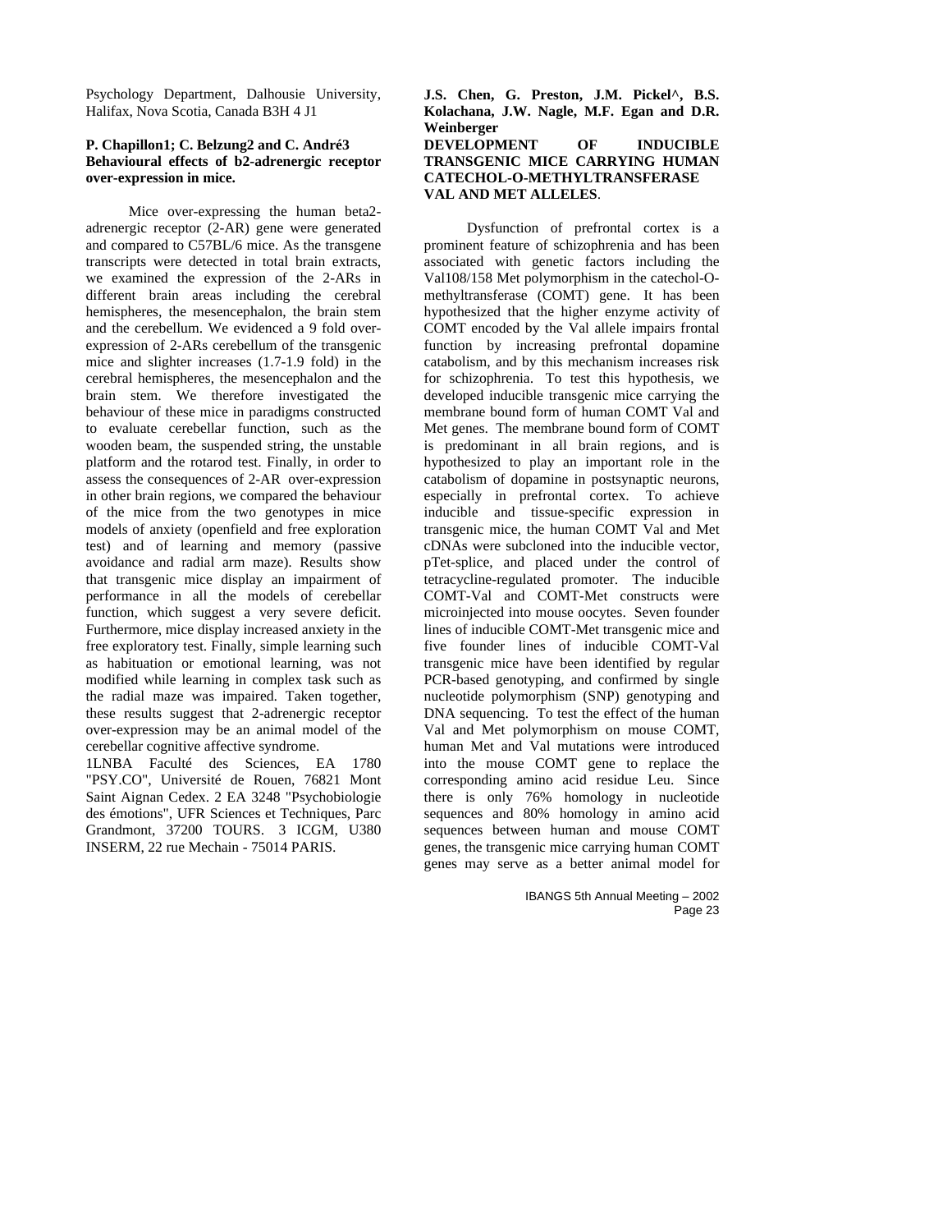Psychology Department, Dalhousie University, Halifax, Nova Scotia, Canada B3H 4 J1

**P. Chapillon1; C. Belzung2 and C. André3**
**Behavioural effects of b2-adrenergic receptor over-expression in mice.**

Mice over-expressing the human beta2-adrenergic receptor (2-AR) gene were generated and compared to C57BL/6 mice. As the transgene transcripts were detected in total brain extracts, we examined the expression of the 2-ARs in different brain areas including the cerebral hemispheres, the mesencephalon, the brain stem and the cerebellum. We evidenced a 9 fold over-expression of 2-ARs cerebellum of the transgenic mice and slighter increases (1.7-1.9 fold) in the cerebral hemispheres, the mesencephalon and the brain stem. We therefore investigated the behaviour of these mice in paradigms constructed to evaluate cerebellar function, such as the wooden beam, the suspended string, the unstable platform and the rotarod test. Finally, in order to assess the consequences of 2-AR over-expression in other brain regions, we compared the behaviour of the mice from the two genotypes in mice models of anxiety (openfield and free exploration test) and of learning and memory (passive avoidance and radial arm maze). Results show that transgenic mice display an impairment of performance in all the models of cerebellar function, which suggest a very severe deficit. Furthermore, mice display increased anxiety in the free exploratory test. Finally, simple learning such as habituation or emotional learning, was not modified while learning in complex task such as the radial maze was impaired. Taken together, these results suggest that 2-adrenergic receptor over-expression may be an animal model of the cerebellar cognitive affective syndrome.
1LNBA Faculté des Sciences, EA 1780 "PSY.CO", Université de Rouen, 76821 Mont Saint Aignan Cedex. 2 EA 3248 "Psychobiologie des émotions", UFR Sciences et Techniques, Parc Grandmont, 37200 TOURS. 3 ICGM, U380 INSERM, 22 rue Mechain - 75014 PARIS.

**J.S. Chen, G. Preston, J.M. Pickel^, B.S. Kolachana, J.W. Nagle, M.F. Egan and D.R. Weinberger**
**DEVELOPMENT OF INDUCIBLE TRANSGENIC MICE CARRYING HUMAN CATECHOL-O-METHYLTRANSFERASE VAL AND MET ALLELES**.

Dysfunction of prefrontal cortex is a prominent feature of schizophrenia and has been associated with genetic factors including the Val108/158 Met polymorphism in the catechol-O-methyltransferase (COMT) gene. It has been hypothesized that the higher enzyme activity of COMT encoded by the Val allele impairs frontal function by increasing prefrontal dopamine catabolism, and by this mechanism increases risk for schizophrenia. To test this hypothesis, we developed inducible transgenic mice carrying the membrane bound form of human COMT Val and Met genes. The membrane bound form of COMT is predominant in all brain regions, and is hypothesized to play an important role in the catabolism of dopamine in postsynaptic neurons, especially in prefrontal cortex. To achieve inducible and tissue-specific expression in transgenic mice, the human COMT Val and Met cDNAs were subcloned into the inducible vector, pTet-splice, and placed under the control of tetracycline-regulated promoter. The inducible COMT-Val and COMT-Met constructs were microinjected into mouse oocytes. Seven founder lines of inducible COMT-Met transgenic mice and five founder lines of inducible COMT-Val transgenic mice have been identified by regular PCR-based genotyping, and confirmed by single nucleotide polymorphism (SNP) genotyping and DNA sequencing. To test the effect of the human Val and Met polymorphism on mouse COMT, human Met and Val mutations were introduced into the mouse COMT gene to replace the corresponding amino acid residue Leu. Since there is only 76% homology in nucleotide sequences and 80% homology in amino acid sequences between human and mouse COMT genes, the transgenic mice carrying human COMT genes may serve as a better animal model for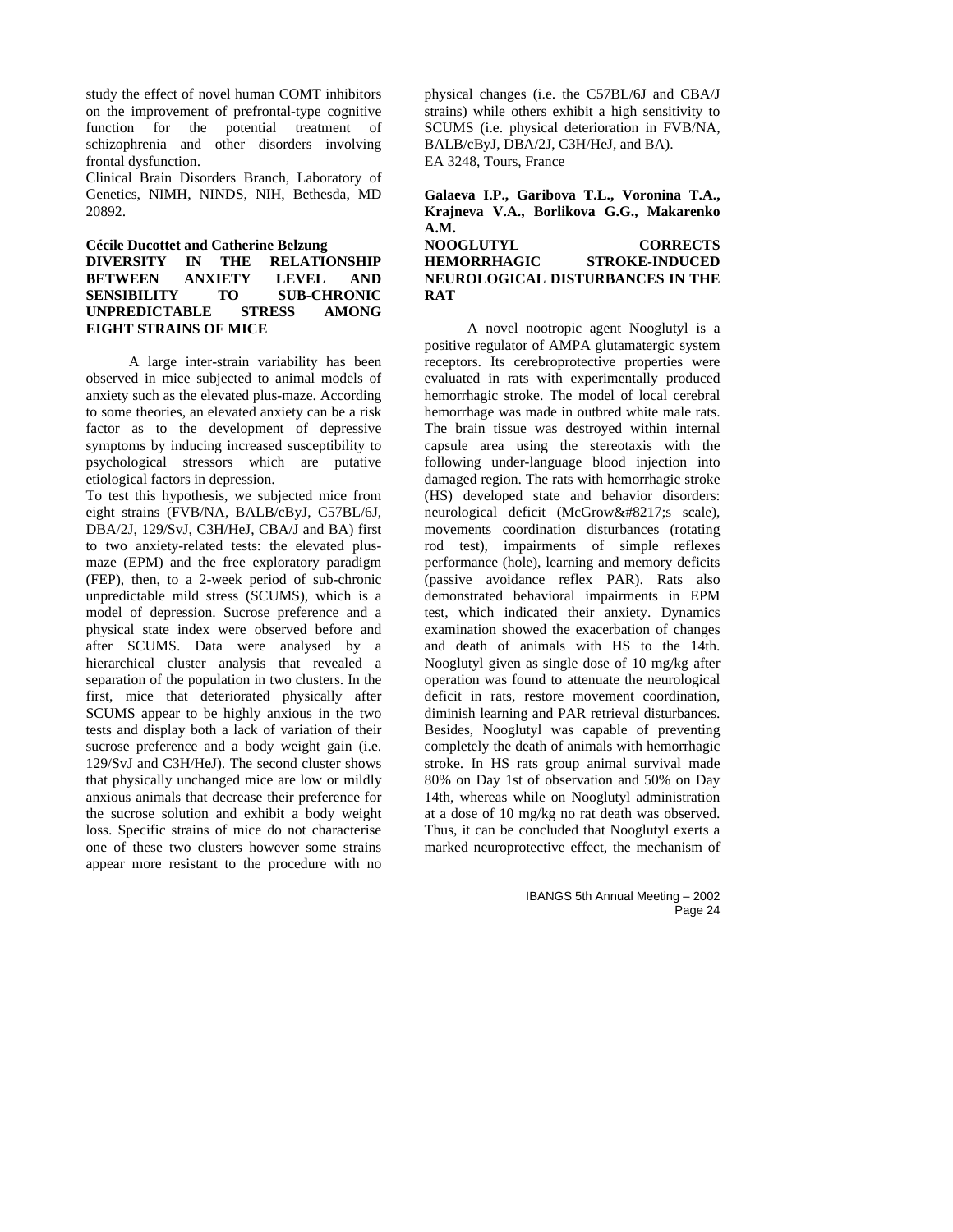study the effect of novel human COMT inhibitors on the improvement of prefrontal-type cognitive function for the potential treatment of schizophrenia and other disorders involving frontal dysfunction.

Clinical Brain Disorders Branch, Laboratory of Genetics, NIMH, NINDS, NIH, Bethesda, MD 20892.

**Cécile Ducottet and Catherine Belzung**

**DIVERSITY IN THE RELATIONSHIP BETWEEN ANXIETY LEVEL AND SENSIBILITY TO SUB-CHRONIC UNPREDICTABLE STRESS AMONG EIGHT STRAINS OF MICE**

A large inter-strain variability has been observed in mice subjected to animal models of anxiety such as the elevated plus-maze. According to some theories, an elevated anxiety can be a risk factor as to the development of depressive symptoms by inducing increased susceptibility to psychological stressors which are putative etiological factors in depression.

To test this hypothesis, we subjected mice from eight strains (FVB/NA, BALB/cByJ, C57BL/6J, DBA/2J, 129/SvJ, C3H/HeJ, CBA/J and BA) first to two anxiety-related tests: the elevated plus-maze (EPM) and the free exploratory paradigm (FEP), then, to a 2-week period of sub-chronic unpredictable mild stress (SCUMS), which is a model of depression. Sucrose preference and a physical state index were observed before and after SCUMS. Data were analysed by a hierarchical cluster analysis that revealed a separation of the population in two clusters. In the first, mice that deteriorated physically after SCUMS appear to be highly anxious in the two tests and display both a lack of variation of their sucrose preference and a body weight gain (i.e. 129/SvJ and C3H/HeJ). The second cluster shows that physically unchanged mice are low or mildly anxious animals that decrease their preference for the sucrose solution and exhibit a body weight loss. Specific strains of mice do not characterise one of these two clusters however some strains appear more resistant to the procedure with no physical changes (i.e. the C57BL/6J and CBA/J strains) while others exhibit a high sensitivity to SCUMS (i.e. physical deterioration in FVB/NA, BALB/cByJ, DBA/2J, C3H/HeJ, and BA).

EA 3248, Tours, France

**Galaeva I.P., Garibova T.L., Voronina T.A., Krajneva V.A., Borlikova G.G., Makarenko A.M.**

**NOOGLUTYL CORRECTS HEMORRHAGIC STROKE-INDUCED NEUROLOGICAL DISTURBANCES IN THE RAT**

A novel nootropic agent Nooglutyl is a positive regulator of AMPA glutamatergic system receptors. Its cerebroprotective properties were evaluated in rats with experimentally produced hemorrhagic stroke. The model of local cerebral hemorrhage was made in outbred white male rats. The brain tissue was destroyed within internal capsule area using the stereotaxis with the following under-language blood injection into damaged region. The rats with hemorrhagic stroke (HS) developed state and behavior disorders: neurological deficit (McGrow&#8217;s scale), movements coordination disturbances (rotating rod test), impairments of simple reflexes performance (hole), learning and memory deficits (passive avoidance reflex PAR). Rats also demonstrated behavioral impairments in EPM test, which indicated their anxiety. Dynamics examination showed the exacerbation of changes and death of animals with HS to the 14th. Nooglutyl given as single dose of 10 mg/kg after operation was found to attenuate the neurological deficit in rats, restore movement coordination, diminish learning and PAR retrieval disturbances. Besides, Nooglutyl was capable of preventing completely the death of animals with hemorrhagic stroke. In HS rats group animal survival made 80% on Day 1st of observation and 50% on Day 14th, whereas while on Nooglutyl administration at a dose of 10 mg/kg no rat death was observed. Thus, it can be concluded that Nooglutyl exerts a marked neuroprotective effect, the mechanism of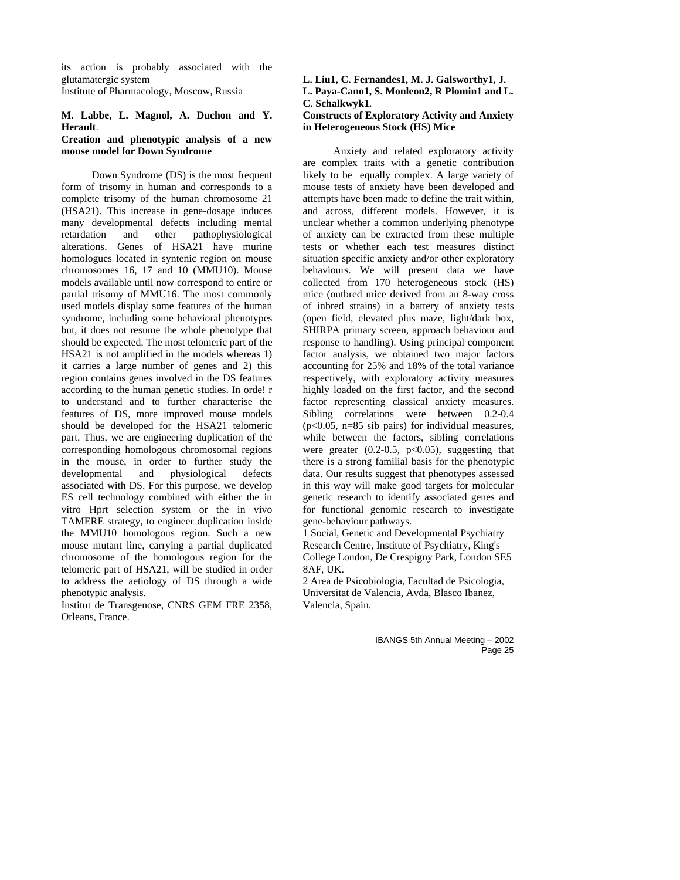its action is probably associated with the glutamatergic system
Institute of Pharmacology, Moscow, Russia

**M. Labbe, L. Magnol, A. Duchon and Y. Herault**.
**Creation and phenotypic analysis of a new mouse model for Down Syndrome**

Down Syndrome (DS) is the most frequent form of trisomy in human and corresponds to a complete trisomy of the human chromosome 21 (HSA21). This increase in gene-dosage induces many developmental defects including mental retardation and other pathophysiological alterations. Genes of HSA21 have murine homologues located in syntenic region on mouse chromosomes 16, 17 and 10 (MMU10). Mouse models available until now correspond to entire or partial trisomy of MMU16. The most commonly used models display some features of the human syndrome, including some behavioral phenotypes but, it does not resume the whole phenotype that should be expected. The most telomeric part of the HSA21 is not amplified in the models whereas 1) it carries a large number of genes and 2) this region contains genes involved in the DS features according to the human genetic studies. In orde! r to understand and to further characterise the features of DS, more improved mouse models should be developed for the HSA21 telomeric part. Thus, we are engineering duplication of the corresponding homologous chromosomal regions in the mouse, in order to further study the developmental and physiological defects associated with DS. For this purpose, we develop ES cell technology combined with either the in vitro Hprt selection system or the in vivo TAMERE strategy, to engineer duplication inside the MMU10 homologous region. Such a new mouse mutant line, carrying a partial duplicated chromosome of the homologous region for the telomeric part of HSA21, will be studied in order to address the aetiology of DS through a wide phenotypic analysis.
Institut de Transgenose, CNRS GEM FRE 2358, Orleans, France.

**L. Liu1, C. Fernandes1, M. J. Galsworthy1, J. L. Paya-Cano1, S. Monleon2, R Plomin1 and L. C. Schalkwyk1.**
**Constructs of Exploratory Activity and Anxiety in Heterogeneous Stock (HS) Mice**

Anxiety and related exploratory activity are complex traits with a genetic contribution likely to be equally complex. A large variety of mouse tests of anxiety have been developed and attempts have been made to define the trait within, and across, different models. However, it is unclear whether a common underlying phenotype of anxiety can be extracted from these multiple tests or whether each test measures distinct situation specific anxiety and/or other exploratory behaviours. We will present data we have collected from 170 heterogeneous stock (HS) mice (outbred mice derived from an 8-way cross of inbred strains) in a battery of anxiety tests (open field, elevated plus maze, light/dark box, SHIRPA primary screen, approach behaviour and response to handling). Using principal component factor analysis, we obtained two major factors accounting for 25% and 18% of the total variance respectively, with exploratory activity measures highly loaded on the first factor, and the second factor representing classical anxiety measures. Sibling correlations were between 0.2-0.4 ($p<0.05$, n=85 sib pairs) for individual measures, while between the factors, sibling correlations were greater (0.2-0.5, $p<0.05$), suggesting that there is a strong familial basis for the phenotypic data. Our results suggest that phenotypes assessed in this way will make good targets for molecular genetic research to identify associated genes and for functional genomic research to investigate gene-behaviour pathways.
1 Social, Genetic and Developmental Psychiatry Research Centre, Institute of Psychiatry, King's College London, De Crespigny Park, London SE5 8AF, UK.
2 Area de Psicobiologia, Facultad de Psicologia, Universitat de Valencia, Avda, Blasco Ibanez, Valencia, Spain.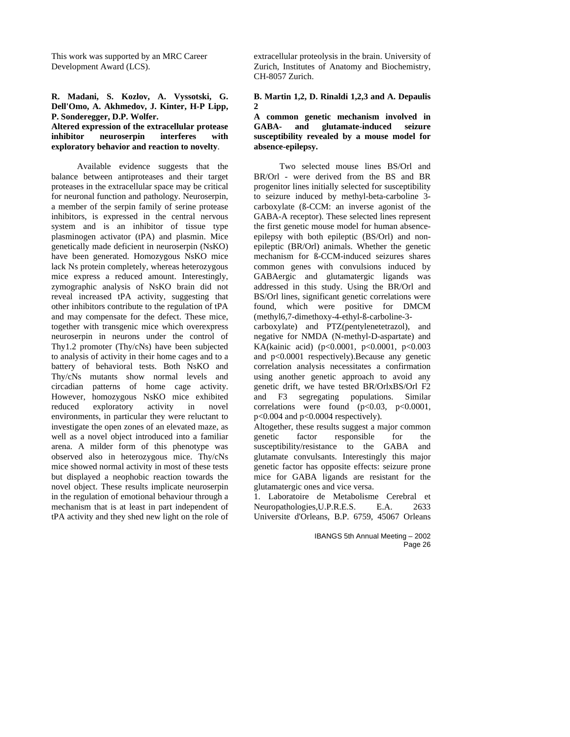This work was supported by an MRC Career Development Award (LCS).

**R. Madani, S. Kozlov, A. Vyssotski, G. Dell'Omo, A. Akhmedov, J. Kinter, H-P Lipp, P. Sonderegger, D.P. Wolfer.**

**Altered expression of the extracellular protease inhibitor neuroserpin interferes with exploratory behavior and reaction to novelty**.

Available evidence suggests that the balance between antiproteases and their target proteases in the extracellular space may be critical for neuronal function and pathology. Neuroserpin, a member of the serpin family of serine protease inhibitors, is expressed in the central nervous system and is an inhibitor of tissue type plasminogen activator (tPA) and plasmin. Mice genetically made deficient in neuroserpin (NsKO) have been generated. Homozygous NsKO mice lack Ns protein completely, whereas heterozygous mice express a reduced amount. Interestingly, zymographic analysis of NsKO brain did not reveal increased tPA activity, suggesting that other inhibitors contribute to the regulation of tPA and may compensate for the defect. These mice, together with transgenic mice which overexpress neuroserpin in neurons under the control of Thy1.2 promoter (Thy/cNs) have been subjected to analysis of activity in their home cages and to a battery of behavioral tests. Both NsKO and Thy/cNs mutants show normal levels and circadian patterns of home cage activity. However, homozygous NsKO mice exhibited reduced exploratory activity in novel environments, in particular they were reluctant to investigate the open zones of an elevated maze, as well as a novel object introduced into a familiar arena. A milder form of this phenotype was observed also in heterozygous mice. Thy/cNs mice showed normal activity in most of these tests but displayed a neophobic reaction towards the novel object. These results implicate neuroserpin in the regulation of emotional behaviour through a mechanism that is at least in part independent of tPA activity and they shed new light on the role of extracellular proteolysis in the brain. University of Zurich, Institutes of Anatomy and Biochemistry, CH-8057 Zurich.

**B. Martin 1,2, D. Rinaldi 1,2,3 and A. Depaulis 2**

**A common genetic mechanism involved in GABA- and glutamate-induced seizure susceptibility revealed by a mouse model for absence-epilepsy.**

Two selected mouse lines BS/Orl and BR/Orl - were derived from the BS and BR progenitor lines initially selected for susceptibility to seizure induced by methyl-beta-carboline 3-carboxylate (ß-CCM: an inverse agonist of the GABA-A receptor). These selected lines represent the first genetic mouse model for human absence-epilepsy with both epileptic (BS/Orl) and non-epileptic (BR/Orl) animals. Whether the genetic mechanism for ß-CCM-induced seizures shares common genes with convulsions induced by GABAergic and glutamatergic ligands was addressed in this study. Using the BR/Orl and BS/Orl lines, significant genetic correlations were found, which were positive for DMCM (methyl6,7-dimethoxy-4-ethyl-ß-carboline-3-carboxylate) and PTZ(pentylenetetrazol), and negative for NMDA (N-methyl-D-aspartate) and KA(kainic acid) ($p<0.0001$, $p<0.0001$, $p<0.003$ and $p<0.0001$ respectively).Because any genetic correlation analysis necessitates a confirmation using another genetic approach to avoid any genetic drift, we have tested BR/OrlxBS/Orl F2 and F3 segregating populations. Similar correlations were found ($p<0.03$, $p<0.0001$, $p<0.004$ and $p<0.0004$ respectively).

Altogether, these results suggest a major common genetic factor responsible for the susceptibility/resistance to the GABA and glutamate convulsants. Interestingly this major genetic factor has opposite effects: seizure prone mice for GABA ligands are resistant for the glutamatergic ones and vice versa.

1. Laboratoire de Metabolisme Cerebral et Neuropathologies,U.P.R.E.S. E.A. 2633 Universite d'Orleans, B.P. 6759, 45067 Orleans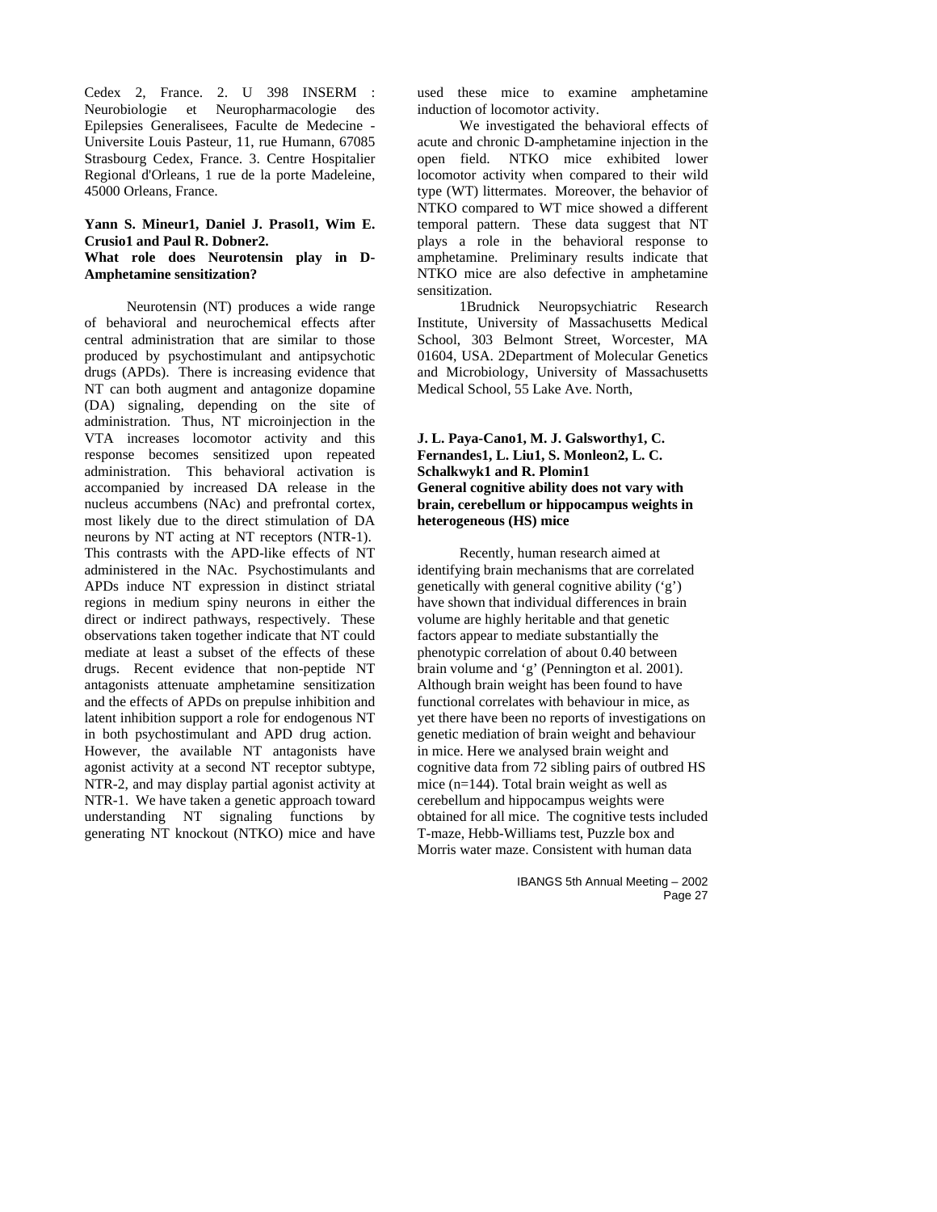Cedex 2, France. 2. U 398 INSERM : Neurobiologie et Neuropharmacologie des Epilepsies Generalisees, Faculte de Medecine - Universite Louis Pasteur, 11, rue Humann, 67085 Strasbourg Cedex, France. 3. Centre Hospitalier Regional d'Orleans, 1 rue de la porte Madeleine, 45000 Orleans, France.

**Yann S. Mineur1, Daniel J. Prasol1, Wim E. Crusio1 and Paul R. Dobner2.**
**What role does Neurotensin play in D-Amphetamine sensitization?**

Neurotensin (NT) produces a wide range of behavioral and neurochemical effects after central administration that are similar to those produced by psychostimulant and antipsychotic drugs (APDs). There is increasing evidence that NT can both augment and antagonize dopamine (DA) signaling, depending on the site of administration. Thus, NT microinjection in the VTA increases locomotor activity and this response becomes sensitized upon repeated administration. This behavioral activation is accompanied by increased DA release in the nucleus accumbens (NAc) and prefrontal cortex, most likely due to the direct stimulation of DA neurons by NT acting at NT receptors (NTR-1). This contrasts with the APD-like effects of NT administered in the NAc. Psychostimulants and APDs induce NT expression in distinct striatal regions in medium spiny neurons in either the direct or indirect pathways, respectively. These observations taken together indicate that NT could mediate at least a subset of the effects of these drugs. Recent evidence that non-peptide NT antagonists attenuate amphetamine sensitization and the effects of APDs on prepulse inhibition and latent inhibition support a role for endogenous NT in both psychostimulant and APD drug action. However, the available NT antagonists have agonist activity at a second NT receptor subtype, NTR-2, and may display partial agonist activity at NTR-1. We have taken a genetic approach toward understanding NT signaling functions by generating NT knockout (NTKO) mice and have used these mice to examine amphetamine induction of locomotor activity.

We investigated the behavioral effects of acute and chronic D-amphetamine injection in the open field. NTKO mice exhibited lower locomotor activity when compared to their wild type (WT) littermates. Moreover, the behavior of NTKO compared to WT mice showed a different temporal pattern. These data suggest that NT plays a role in the behavioral response to amphetamine. Preliminary results indicate that NTKO mice are also defective in amphetamine sensitization.

1Brudnick Neuropsychiatric Research Institute, University of Massachusetts Medical School, 303 Belmont Street, Worcester, MA 01604, USA. 2Department of Molecular Genetics and Microbiology, University of Massachusetts Medical School, 55 Lake Ave. North,

**J. L. Paya-Cano1, M. J. Galsworthy1, C. Fernandes1, L. Liu1, S. Monleon2, L. C. Schalkwyk1 and R. Plomin1**
**General cognitive ability does not vary with brain, cerebellum or hippocampus weights in heterogeneous (HS) mice**

Recently, human research aimed at identifying brain mechanisms that are correlated genetically with general cognitive ability ('g') have shown that individual differences in brain volume are highly heritable and that genetic factors appear to mediate substantially the phenotypic correlation of about 0.40 between brain volume and 'g' (Pennington et al. 2001). Although brain weight has been found to have functional correlates with behaviour in mice, as yet there have been no reports of investigations on genetic mediation of brain weight and behaviour in mice. Here we analysed brain weight and cognitive data from 72 sibling pairs of outbred HS mice (n=144). Total brain weight as well as cerebellum and hippocampus weights were obtained for all mice. The cognitive tests included T-maze, Hebb-Williams test, Puzzle box and Morris water maze. Consistent with human data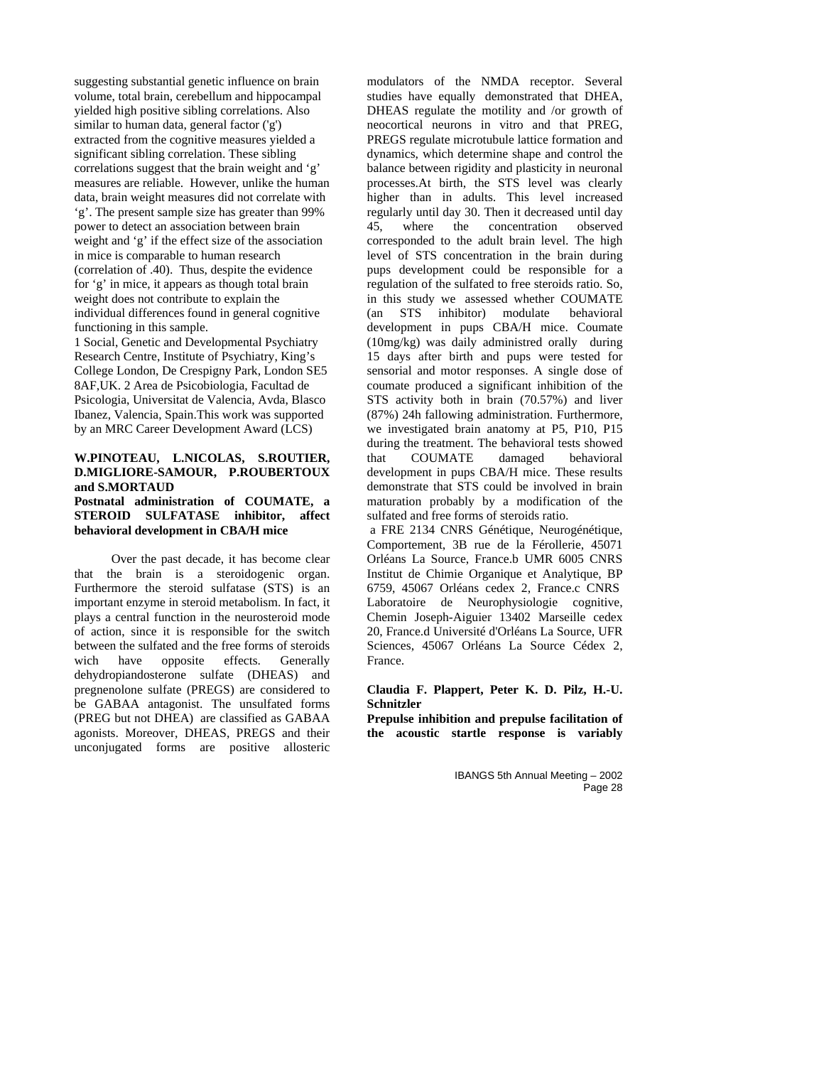suggesting substantial genetic influence on brain volume, total brain, cerebellum and hippocampal yielded high positive sibling correlations. Also similar to human data, general factor ('g') extracted from the cognitive measures yielded a significant sibling correlation. These sibling correlations suggest that the brain weight and 'g' measures are reliable. However, unlike the human data, brain weight measures did not correlate with 'g'. The present sample size has greater than 99% power to detect an association between brain weight and 'g' if the effect size of the association in mice is comparable to human research (correlation of .40). Thus, despite the evidence for 'g' in mice, it appears as though total brain weight does not contribute to explain the individual differences found in general cognitive functioning in this sample.

1 Social, Genetic and Developmental Psychiatry Research Centre, Institute of Psychiatry, King's College London, De Crespigny Park, London SE5 8AF,UK. 2 Area de Psicobiologia, Facultad de Psicologia, Universitat de Valencia, Avda, Blasco Ibanez, Valencia, Spain.This work was supported by an MRC Career Development Award (LCS)

**W.PINOTEAU, L.NICOLAS, S.ROUTIER, D.MIGLIORE-SAMOUR, P.ROUBERTOUX and S.MORTAUD**

**Postnatal administration of COUMATE, a STEROID SULFATASE inhibitor, affect behavioral development in CBA/H mice**

Over the past decade, it has become clear that the brain is a steroidogenic organ. Furthermore the steroid sulfatase (STS) is an important enzyme in steroid metabolism. In fact, it plays a central function in the neurosteroid mode of action, since it is responsible for the switch between the sulfated and the free forms of steroids wich have opposite effects. Generally dehydropiandosterone sulfate (DHEAS) and pregnenolone sulfate (PREGS) are considered to be GABAA antagonist. The unsulfated forms (PREG but not DHEA) are classified as GABAA agonists. Moreover, DHEAS, PREGS and their unconjugated forms are positive allosteric modulators of the NMDA receptor. Several studies have equally demonstrated that DHEA, DHEAS regulate the motility and /or growth of neocortical neurons in vitro and that PREG, PREGS regulate microtubule lattice formation and dynamics, which determine shape and control the balance between rigidity and plasticity in neuronal processes.At birth, the STS level was clearly higher than in adults. This level increased regularly until day 30. Then it decreased until day 45, where the concentration observed corresponded to the adult brain level. The high level of STS concentration in the brain during pups development could be responsible for a regulation of the sulfated to free steroids ratio. So, in this study we assessed whether COUMATE (an STS inhibitor) modulate behavioral development in pups CBA/H mice. Coumate (10mg/kg) was daily administred orally during 15 days after birth and pups were tested for sensorial and motor responses. A single dose of coumate produced a significant inhibition of the STS activity both in brain (70.57%) and liver (87%) 24h fallowing administration. Furthermore, we investigated brain anatomy at P5, P10, P15 during the treatment. The behavioral tests showed that COUMATE damaged behavioral development in pups CBA/H mice. These results demonstrate that STS could be involved in brain maturation probably by a modification of the sulfated and free forms of steroids ratio.

a FRE 2134 CNRS Génétique, Neurogénétique, Comportement, 3B rue de la Férollerie, 45071 Orléans La Source, France.b UMR 6005 CNRS Institut de Chimie Organique et Analytique, BP 6759, 45067 Orléans cedex 2, France.c CNRS Laboratoire de Neurophysiologie cognitive, Chemin Joseph-Aiguier 13402 Marseille cedex 20, France.d Université d'Orléans La Source, UFR Sciences, 45067 Orléans La Source Cédex 2, France.

**Claudia F. Plappert, Peter K. D. Pilz, H.-U. Schnitzler**

**Prepulse inhibition and prepulse facilitation of the acoustic startle response is variably**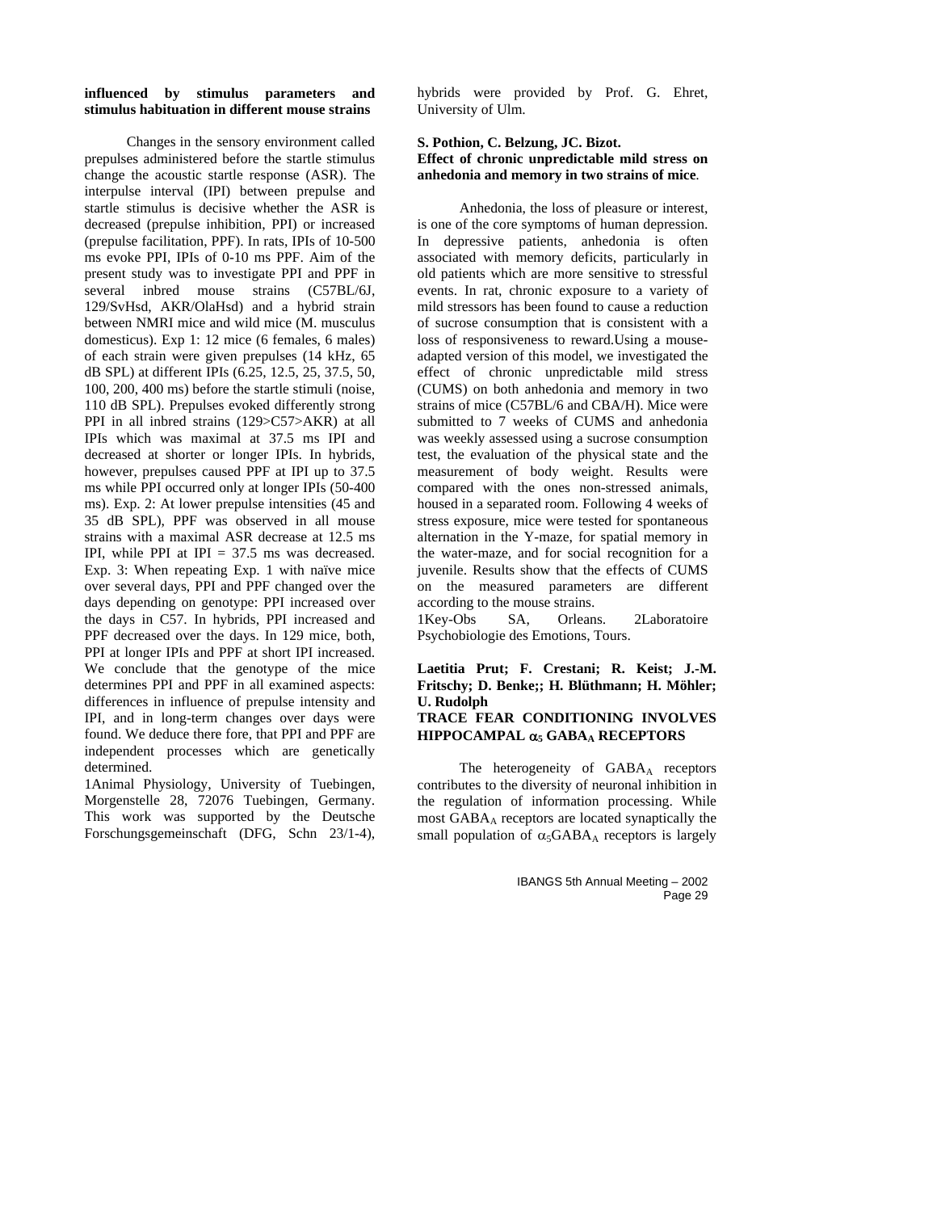**influenced by stimulus parameters and stimulus habituation in different mouse strains**

Changes in the sensory environment called prepulses administered before the startle stimulus change the acoustic startle response (ASR). The interpulse interval (IPI) between prepulse and startle stimulus is decisive whether the ASR is decreased (prepulse inhibition, PPI) or increased (prepulse facilitation, PPF). In rats, IPIs of 10-500 ms evoke PPI, IPIs of 0-10 ms PPF. Aim of the present study was to investigate PPI and PPF in several inbred mouse strains (C57BL/6J, 129/SvHsd, AKR/OlaHsd) and a hybrid strain between NMRI mice and wild mice (M. musculus domesticus). Exp 1: 12 mice (6 females, 6 males) of each strain were given prepulses (14 kHz, 65 dB SPL) at different IPIs (6.25, 12.5, 25, 37.5, 50, 100, 200, 400 ms) before the startle stimuli (noise, 110 dB SPL). Prepulses evoked differently strong PPI in all inbred strains (129>C57>AKR) at all IPIs which was maximal at 37.5 ms IPI and decreased at shorter or longer IPIs. In hybrids, however, prepulses caused PPF at IPI up to 37.5 ms while PPI occurred only at longer IPIs (50-400 ms). Exp. 2: At lower prepulse intensities (45 and 35 dB SPL), PPF was observed in all mouse strains with a maximal ASR decrease at 12.5 ms IPI, while PPI at IPI = 37.5 ms was decreased. Exp. 3: When repeating Exp. 1 with naïve mice over several days, PPI and PPF changed over the days depending on genotype: PPI increased over the days in C57. In hybrids, PPI increased and PPF decreased over the days. In 129 mice, both, PPI at longer IPIs and PPF at short IPI increased. We conclude that the genotype of the mice determines PPI and PPF in all examined aspects: differences in influence of prepulse intensity and IPI, and in long-term changes over days were found. We deduce there fore, that PPI and PPF are independent processes which are genetically determined.

1Animal Physiology, University of Tuebingen, Morgenstelle 28, 72076 Tuebingen, Germany. This work was supported by the Deutsche Forschungsgemeinschaft (DFG, Schn 23/1-4), hybrids were provided by Prof. G. Ehret, University of Ulm.

**S. Pothion, C. Belzung, JC. Bizot.**
**Effect of chronic unpredictable mild stress on anhedonia and memory in two strains of mice**.

Anhedonia, the loss of pleasure or interest, is one of the core symptoms of human depression. In depressive patients, anhedonia is often associated with memory deficits, particularly in old patients which are more sensitive to stressful events. In rat, chronic exposure to a variety of mild stressors has been found to cause a reduction of sucrose consumption that is consistent with a loss of responsiveness to reward.Using a mouse-adapted version of this model, we investigated the effect of chronic unpredictable mild stress (CUMS) on both anhedonia and memory in two strains of mice (C57BL/6 and CBA/H). Mice were submitted to 7 weeks of CUMS and anhedonia was weekly assessed using a sucrose consumption test, the evaluation of the physical state and the measurement of body weight. Results were compared with the ones non-stressed animals, housed in a separated room. Following 4 weeks of stress exposure, mice were tested for spontaneous alternation in the Y-maze, for spatial memory in the water-maze, and for social recognition for a juvenile. Results show that the effects of CUMS on the measured parameters are different according to the mouse strains.

1Key-Obs SA, Orleans. 2Laboratoire Psychobiologie des Emotions, Tours.

**Laetitia Prut; F. Crestani; R. Keist; J.-M. Fritschy; D. Benke;; H. Blüthmann; H. Möhler; U. Rudolph**
**TRACE FEAR CONDITIONING INVOLVES HIPPOCAMPAL $\alpha_5$ $GABA_A$ RECEPTORS**

The heterogeneity of $GABA_A$ receptors contributes to the diversity of neuronal inhibition in the regulation of information processing. While most $GABA_A$ receptors are located synaptically the small population of $\alpha_5 GABA_A$ receptors is largely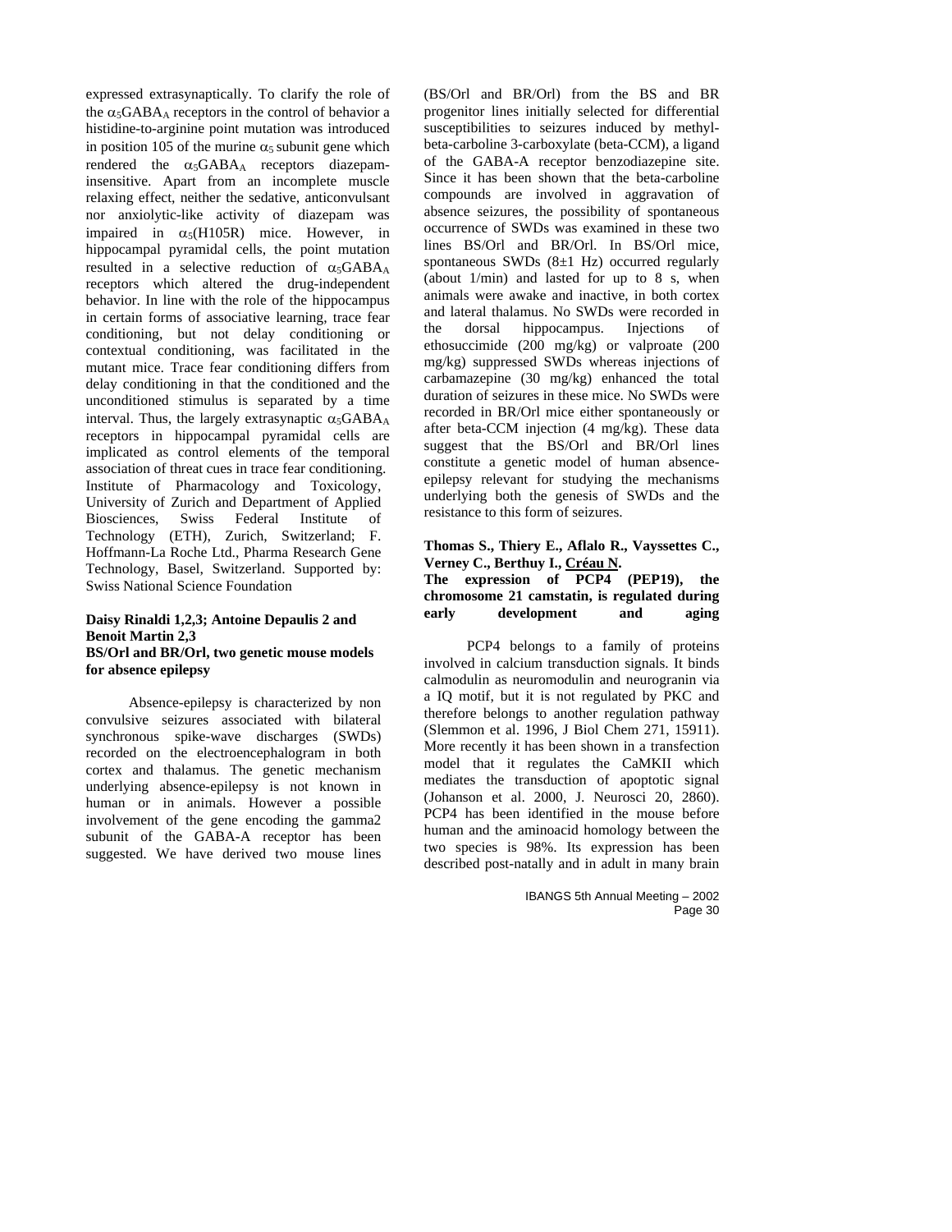expressed extrasynaptically. To clarify the role of the $\alpha_5$GABA$_A$ receptors in the control of behavior a histidine-to-arginine point mutation was introduced in position 105 of the murine $\alpha_5$ subunit gene which rendered the $\alpha_5$GABA$_A$ receptors diazepam-insensitive. Apart from an incomplete muscle relaxing effect, neither the sedative, anticonvulsant nor anxiolytic-like activity of diazepam was impaired in $\alpha_5$(H105R) mice. However, in hippocampal pyramidal cells, the point mutation resulted in a selective reduction of $\alpha_5$GABA$_A$ receptors which altered the drug-independent behavior. In line with the role of the hippocampus in certain forms of associative learning, trace fear conditioning, but not delay conditioning or contextual conditioning, was facilitated in the mutant mice. Trace fear conditioning differs from delay conditioning in that the conditioned and the unconditioned stimulus is separated by a time interval. Thus, the largely extrasynaptic $\alpha_5$GABA$_A$ receptors in hippocampal pyramidal cells are implicated as control elements of the temporal association of threat cues in trace fear conditioning. Institute of Pharmacology and Toxicology, University of Zurich and Department of Applied Biosciences, Swiss Federal Institute of Technology (ETH), Zurich, Switzerland; F. Hoffmann-La Roche Ltd., Pharma Research Gene Technology, Basel, Switzerland. Supported by: Swiss National Science Foundation

**Daisy Rinaldi 1,2,3; Antoine Depaulis 2 and Benoit Martin 2,3**
**BS/Orl and BR/Orl, two genetic mouse models for absence epilepsy**

Absence-epilepsy is characterized by non convulsive seizures associated with bilateral synchronous spike-wave discharges (SWDs) recorded on the electroencephalogram in both cortex and thalamus. The genetic mechanism underlying absence-epilepsy is not known in human or in animals. However a possible involvement of the gene encoding the gamma2 subunit of the GABA-A receptor has been suggested. We have derived two mouse lines (BS/Orl and BR/Orl) from the BS and BR progenitor lines initially selected for differential susceptibilities to seizures induced by methyl-beta-carboline 3-carboxylate (beta-CCM), a ligand of the GABA-A receptor benzodiazepine site. Since it has been shown that the beta-carboline compounds are involved in aggravation of absence seizures, the possibility of spontaneous occurrence of SWDs was examined in these two lines BS/Orl and BR/Orl. In BS/Orl mice, spontaneous SWDs (8±1 Hz) occurred regularly (about 1/min) and lasted for up to 8 s, when animals were awake and inactive, in both cortex and lateral thalamus. No SWDs were recorded in the dorsal hippocampus. Injections of ethosuccimide (200 mg/kg) or valproate (200 mg/kg) suppressed SWDs whereas injections of carbamazepine (30 mg/kg) enhanced the total duration of seizures in these mice. No SWDs were recorded in BR/Orl mice either spontaneously or after beta-CCM injection (4 mg/kg). These data suggest that the BS/Orl and BR/Orl lines constitute a genetic model of human absence-epilepsy relevant for studying the mechanisms underlying both the genesis of SWDs and the resistance to this form of seizures.

**Thomas S., Thiery E., Aflalo R., Vayssettes C., Verney C., Berthuy I., Créau N.**
**The expression of PCP4 (PEP19), the chromosome 21 camstatin, is regulated during early development and aging**

PCP4 belongs to a family of proteins involved in calcium transduction signals. It binds calmodulin as neuromodulin and neurogranin via a IQ motif, but it is not regulated by PKC and therefore belongs to another regulation pathway (Slemmon et al. 1996, J Biol Chem 271, 15911). More recently it has been shown in a transfection model that it regulates the CaMKII which mediates the transduction of apoptotic signal (Johanson et al. 2000, J. Neurosci 20, 2860). PCP4 has been identified in the mouse before human and the aminoacid homology between the two species is 98%. Its expression has been described post-natally and in adult in many brain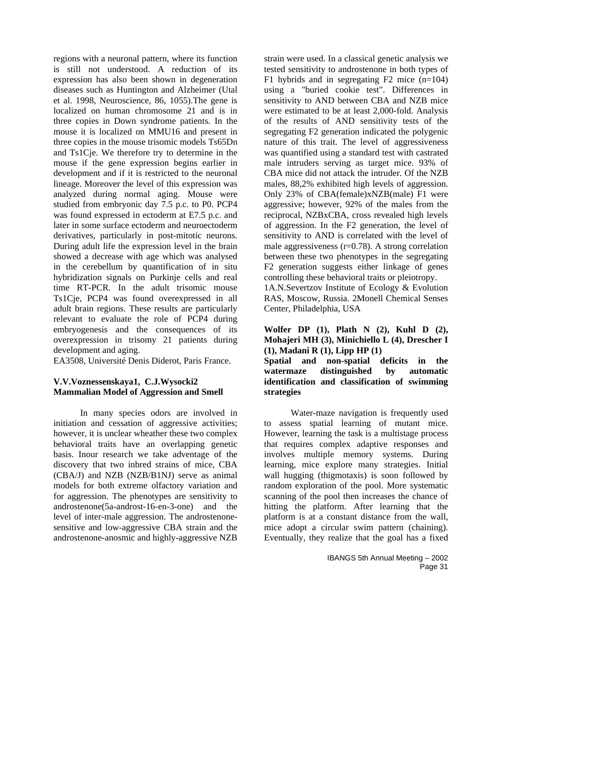regions with a neuronal pattern, where its function is still not understood. A reduction of its expression has also been shown in degeneration diseases such as Huntington and Alzheimer (Utal et al. 1998, Neuroscience, 86, 1055).The gene is localized on human chromosome 21 and is in three copies in Down syndrome patients. In the mouse it is localized on MMU16 and present in three copies in the mouse trisomic models Ts65Dn and Ts1Cje. We therefore try to determine in the mouse if the gene expression begins earlier in development and if it is restricted to the neuronal lineage. Moreover the level of this expression was analyzed during normal aging. Mouse were studied from embryonic day 7.5 p.c. to P0. PCP4 was found expressed in ectoderm at E7.5 p.c. and later in some surface ectoderm and neuroectoderm derivatives, particularly in post-mitotic neurons. During adult life the expression level in the brain showed a decrease with age which was analysed in the cerebellum by quantification of in situ hybridization signals on Purkinje cells and real time RT-PCR. In the adult trisomic mouse Ts1Cje, PCP4 was found overexpressed in all adult brain regions. These results are particularly relevant to evaluate the role of PCP4 during embryogenesis and the consequences of its overexpression in trisomy 21 patients during development and aging.

EA3508, Université Denis Diderot, Paris France.

**V.V.Voznessenskaya1, C.J.Wysocki2**
**Mammalian Model of Aggression and Smell**

In many species odors are involved in initiation and cessation of aggressive activities; however, it is unclear wheather these two complex behavioral traits have an overlapping genetic basis. Inour research we take adventage of the discovery that two inbred strains of mice, CBA (CBA/J) and NZB (NZB/B1NJ) serve as animal models for both extreme olfactory variation and for aggression. The phenotypes are sensitivity to androstenone(5a-androst-16-en-3-one) and the level of inter-male aggression. The androstenone-sensitive and low-aggressive CBA strain and the androstenone-anosmic and highly-aggressive NZB strain were used. In a classical genetic analysis we tested sensitivity to androstenone in both types of F1 hybrids and in segregating F2 mice (n=104) using a "buried cookie test". Differences in sensitivity to AND between CBA and NZB mice were estimated to be at least 2,000-fold. Analysis of the results of AND sensitivity tests of the segregating F2 generation indicated the polygenic nature of this trait. The level of aggressiveness was quantified using a standard test with castrated male intruders serving as target mice. 93% of CBA mice did not attack the intruder. Of the NZB males, 88,2% exhibited high levels of aggression. Only 23% of CBA(female)xNZB(male) F1 were aggressive; however, 92% of the males from the reciprocal, NZBxCBA, cross revealed high levels of aggression. In the F2 generation, the level of sensitivity to AND is correlated with the level of male aggressiveness (r=0.78). A strong correlation between these two phenotypes in the segregating F2 generation suggests either linkage of genes controlling these behavioral traits or pleiotropy.

1A.N.Severtzov Institute of Ecology & Evolution RAS, Moscow, Russia. 2Monell Chemical Senses Center, Philadelphia, USA

**Wolfer DP (1), Plath N (2), Kuhl D (2), Mohajeri MH (3), Minichiello L (4), Drescher I (1), Madani R (1), Lipp HP (1)**
**Spatial and non-spatial deficits in the watermaze distinguished by automatic identification and classification of swimming strategies**

Water-maze navigation is frequently used to assess spatial learning of mutant mice. However, learning the task is a multistage process that requires complex adaptive responses and involves multiple memory systems. During learning, mice explore many strategies. Initial wall hugging (thigmotaxis) is soon followed by random exploration of the pool. More systematic scanning of the pool then increases the chance of hitting the platform. After learning that the platform is at a constant distance from the wall, mice adopt a circular swim pattern (chaining). Eventually, they realize that the goal has a fixed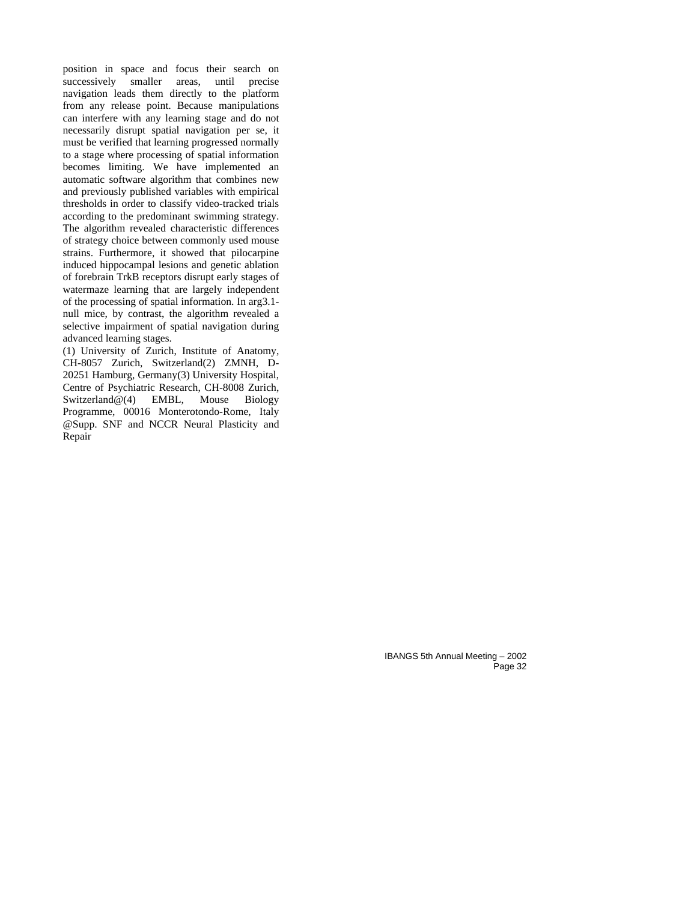position in space and focus their search on successively smaller areas, until precise navigation leads them directly to the platform from any release point. Because manipulations can interfere with any learning stage and do not necessarily disrupt spatial navigation per se, it must be verified that learning progressed normally to a stage where processing of spatial information becomes limiting. We have implemented an automatic software algorithm that combines new and previously published variables with empirical thresholds in order to classify video-tracked trials according to the predominant swimming strategy. The algorithm revealed characteristic differences of strategy choice between commonly used mouse strains. Furthermore, it showed that pilocarpine induced hippocampal lesions and genetic ablation of forebrain TrkB receptors disrupt early stages of watermaze learning that are largely independent of the processing of spatial information. In arg3.1-null mice, by contrast, the algorithm revealed a selective impairment of spatial navigation during advanced learning stages.

(1) University of Zurich, Institute of Anatomy, CH-8057 Zurich, Switzerland(2) ZMNH, D-20251 Hamburg, Germany(3) University Hospital, Centre of Psychiatric Research, CH-8008 Zurich, Switzerland@(4) EMBL, Mouse Biology Programme, 00016 Monterotondo-Rome, Italy @Supp. SNF and NCCR Neural Plasticity and Repair